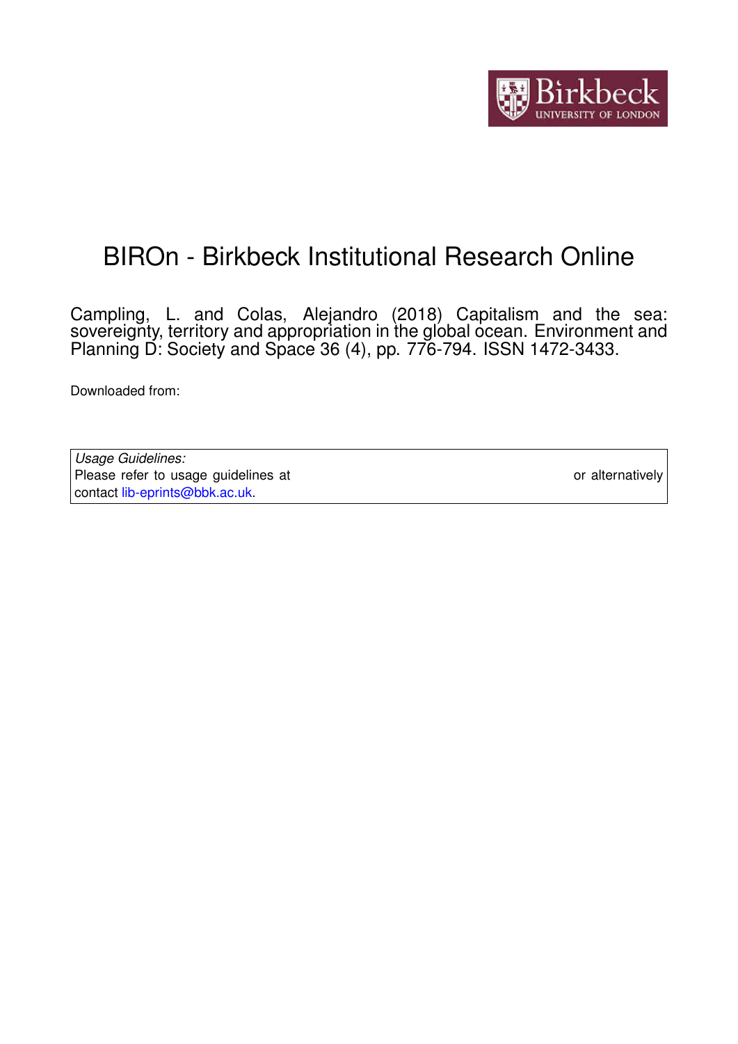# BIROn - Birkbeck Institutional Research Online

Campling, L. and Colas, Alejandro (2018) Capitalism and the sea: sovereignty, territory and appropriation in the global ocean. Environment and Planning D: Society and Space 36 (4), pp. 776-794. ISSN 1472-3433.

Downloaded from:

*Usage Guidelines:*
Please refer to usage guidelines at or alternatively contact lib-eprints@bbk.ac.uk.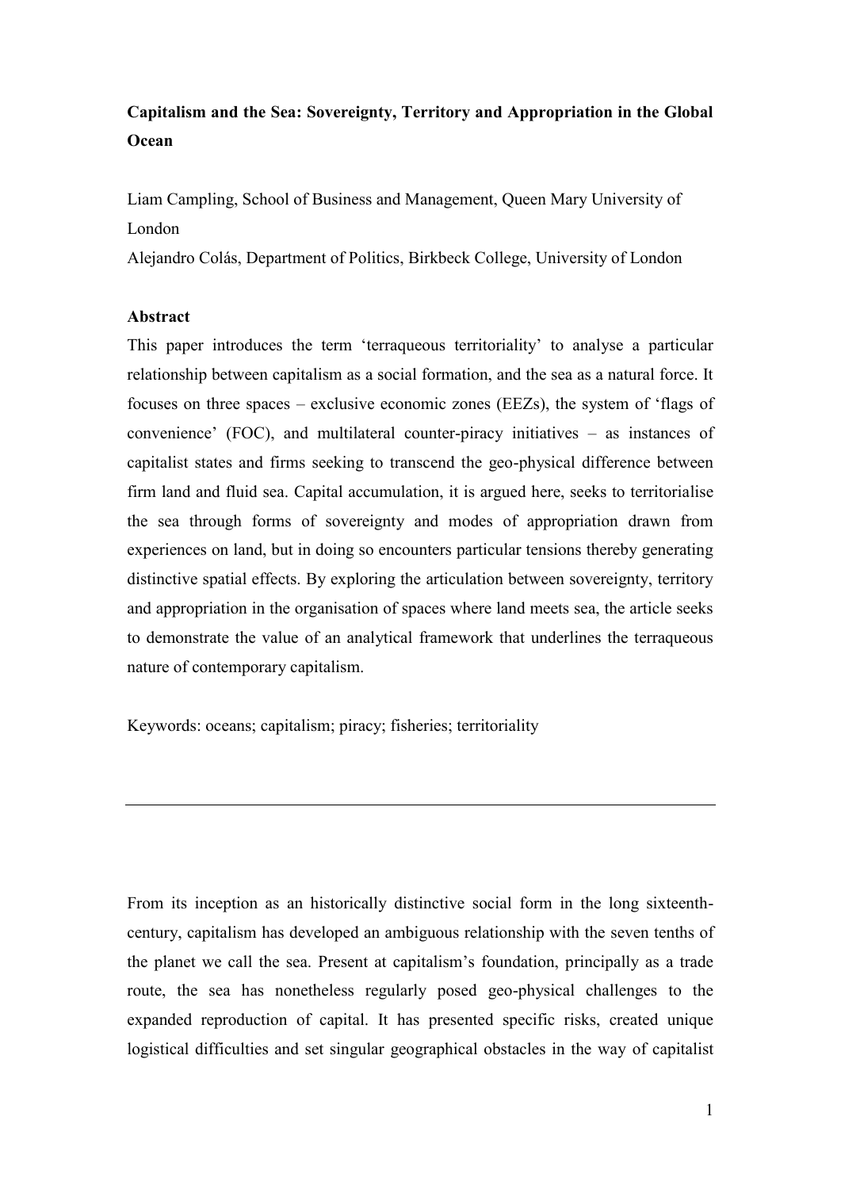**Capitalism and the Sea: Sovereignty, Territory and Appropriation in the Global Ocean**

Liam Campling, School of Business and Management, Queen Mary University of London

Alejandro Colás, Department of Politics, Birkbeck College, University of London

**Abstract**

This paper introduces the term 'terraqueous territoriality' to analyse a particular relationship between capitalism as a social formation, and the sea as a natural force. It focuses on three spaces – exclusive economic zones (EEZs), the system of 'flags of convenience' (FOC), and multilateral counter-piracy initiatives – as instances of capitalist states and firms seeking to transcend the geo-physical difference between firm land and fluid sea. Capital accumulation, it is argued here, seeks to territorialise the sea through forms of sovereignty and modes of appropriation drawn from experiences on land, but in doing so encounters particular tensions thereby generating distinctive spatial effects. By exploring the articulation between sovereignty, territory and appropriation in the organisation of spaces where land meets sea, the article seeks to demonstrate the value of an analytical framework that underlines the terraqueous nature of contemporary capitalism.

Keywords: oceans; capitalism; piracy; fisheries; territoriality

---

From its inception as an historically distinctive social form in the long sixteenth-century, capitalism has developed an ambiguous relationship with the seven tenths of the planet we call the sea. Present at capitalism's foundation, principally as a trade route, the sea has nonetheless regularly posed geo-physical challenges to the expanded reproduction of capital. It has presented specific risks, created unique logistical difficulties and set singular geographical obstacles in the way of capitalist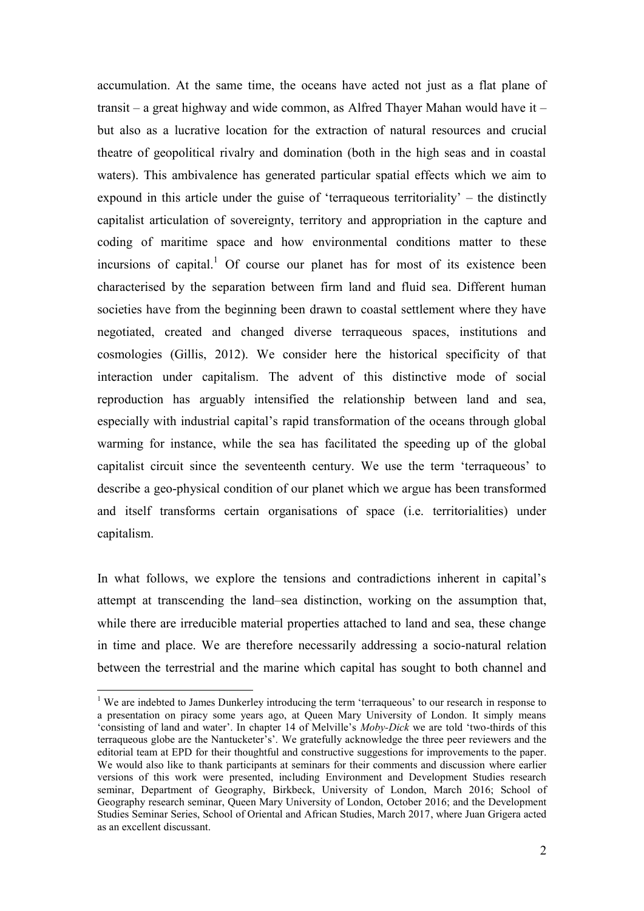accumulation. At the same time, the oceans have acted not just as a flat plane of transit – a great highway and wide common, as Alfred Thayer Mahan would have it – but also as a lucrative location for the extraction of natural resources and crucial theatre of geopolitical rivalry and domination (both in the high seas and in coastal waters). This ambivalence has generated particular spatial effects which we aim to expound in this article under the guise of 'terraqueous territoriality' – the distinctly capitalist articulation of sovereignty, territory and appropriation in the capture and coding of maritime space and how environmental conditions matter to these incursions of capital.[1] Of course our planet has for most of its existence been characterised by the separation between firm land and fluid sea. Different human societies have from the beginning been drawn to coastal settlement where they have negotiated, created and changed diverse terraqueous spaces, institutions and cosmologies (Gillis, 2012). We consider here the historical specificity of that interaction under capitalism. The advent of this distinctive mode of social reproduction has arguably intensified the relationship between land and sea, especially with industrial capital's rapid transformation of the oceans through global warming for instance, while the sea has facilitated the speeding up of the global capitalist circuit since the seventeenth century. We use the term 'terraqueous' to describe a geo-physical condition of our planet which we argue has been transformed and itself transforms certain organisations of space (i.e. territorialities) under capitalism.

In what follows, we explore the tensions and contradictions inherent in capital's attempt at transcending the land–sea distinction, working on the assumption that, while there are irreducible material properties attached to land and sea, these change in time and place. We are therefore necessarily addressing a socio-natural relation between the terrestrial and the marine which capital has sought to both channel and

[1] We are indebted to James Dunkerley introducing the term 'terraqueous' to our research in response to a presentation on piracy some years ago, at Queen Mary University of London. It simply means 'consisting of land and water'. In chapter 14 of Melville's *Moby-Dick* we are told 'two-thirds of this terraqueous globe are the Nantucketer's'. We gratefully acknowledge the three peer reviewers and the editorial team at EPD for their thoughtful and constructive suggestions for improvements to the paper. We would also like to thank participants at seminars for their comments and discussion where earlier versions of this work were presented, including Environment and Development Studies research seminar, Department of Geography, Birkbeck, University of London, March 2016; School of Geography research seminar, Queen Mary University of London, October 2016; and the Development Studies Seminar Series, School of Oriental and African Studies, March 2017, where Juan Grigera acted as an excellent discussant.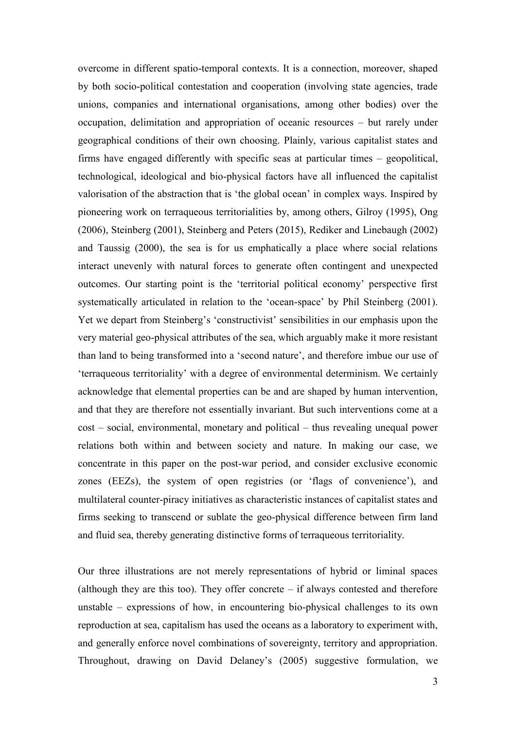overcome in different spatio-temporal contexts. It is a connection, moreover, shaped by both socio-political contestation and cooperation (involving state agencies, trade unions, companies and international organisations, among other bodies) over the occupation, delimitation and appropriation of oceanic resources – but rarely under geographical conditions of their own choosing. Plainly, various capitalist states and firms have engaged differently with specific seas at particular times – geopolitical, technological, ideological and bio-physical factors have all influenced the capitalist valorisation of the abstraction that is 'the global ocean' in complex ways. Inspired by pioneering work on terraqueous territorialities by, among others, Gilroy (1995), Ong (2006), Steinberg (2001), Steinberg and Peters (2015), Rediker and Linebaugh (2002) and Taussig (2000), the sea is for us emphatically a place where social relations interact unevenly with natural forces to generate often contingent and unexpected outcomes. Our starting point is the 'territorial political economy' perspective first systematically articulated in relation to the 'ocean-space' by Phil Steinberg (2001). Yet we depart from Steinberg's 'constructivist' sensibilities in our emphasis upon the very material geo-physical attributes of the sea, which arguably make it more resistant than land to being transformed into a 'second nature', and therefore imbue our use of 'terraqueous territoriality' with a degree of environmental determinism. We certainly acknowledge that elemental properties can be and are shaped by human intervention, and that they are therefore not essentially invariant. But such interventions come at a cost – social, environmental, monetary and political – thus revealing unequal power relations both within and between society and nature. In making our case, we concentrate in this paper on the post-war period, and consider exclusive economic zones (EEZs), the system of open registries (or 'flags of convenience'), and multilateral counter-piracy initiatives as characteristic instances of capitalist states and firms seeking to transcend or sublate the geo-physical difference between firm land and fluid sea, thereby generating distinctive forms of terraqueous territoriality.

Our three illustrations are not merely representations of hybrid or liminal spaces (although they are this too). They offer concrete – if always contested and therefore unstable – expressions of how, in encountering bio-physical challenges to its own reproduction at sea, capitalism has used the oceans as a laboratory to experiment with, and generally enforce novel combinations of sovereignty, territory and appropriation. Throughout, drawing on David Delaney's (2005) suggestive formulation, we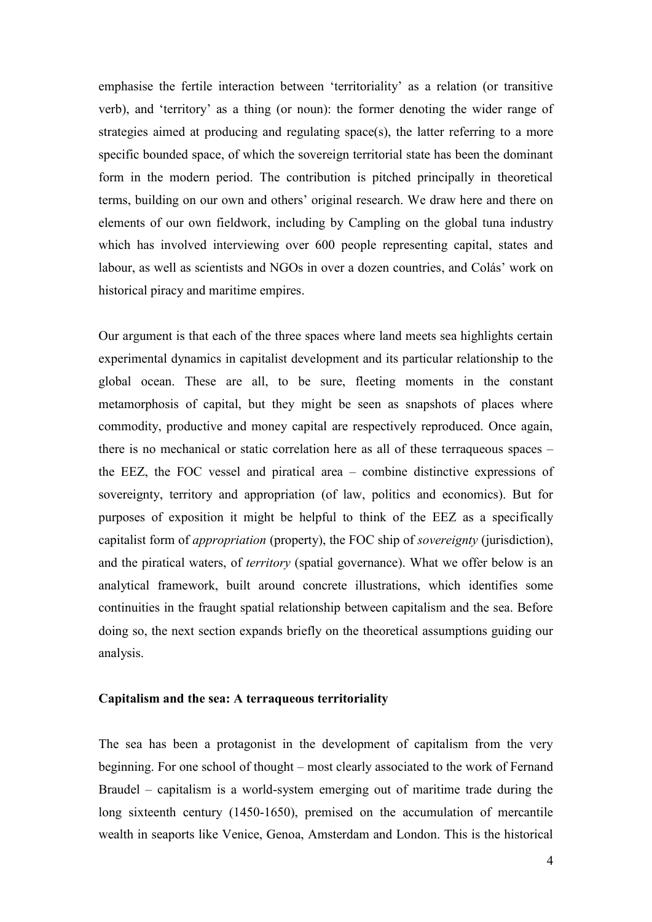emphasise the fertile interaction between 'territoriality' as a relation (or transitive verb), and 'territory' as a thing (or noun): the former denoting the wider range of strategies aimed at producing and regulating space(s), the latter referring to a more specific bounded space, of which the sovereign territorial state has been the dominant form in the modern period. The contribution is pitched principally in theoretical terms, building on our own and others' original research. We draw here and there on elements of our own fieldwork, including by Campling on the global tuna industry which has involved interviewing over 600 people representing capital, states and labour, as well as scientists and NGOs in over a dozen countries, and Colás' work on historical piracy and maritime empires.

Our argument is that each of the three spaces where land meets sea highlights certain experimental dynamics in capitalist development and its particular relationship to the global ocean. These are all, to be sure, fleeting moments in the constant metamorphosis of capital, but they might be seen as snapshots of places where commodity, productive and money capital are respectively reproduced. Once again, there is no mechanical or static correlation here as all of these terraqueous spaces – the EEZ, the FOC vessel and piratical area – combine distinctive expressions of sovereignty, territory and appropriation (of law, politics and economics). But for purposes of exposition it might be helpful to think of the EEZ as a specifically capitalist form of *appropriation* (property), the FOC ship of *sovereignty* (jurisdiction), and the piratical waters, of *territory* (spatial governance). What we offer below is an analytical framework, built around concrete illustrations, which identifies some continuities in the fraught spatial relationship between capitalism and the sea. Before doing so, the next section expands briefly on the theoretical assumptions guiding our analysis.

## Capitalism and the sea: A terraqueous territoriality

The sea has been a protagonist in the development of capitalism from the very beginning. For one school of thought – most clearly associated to the work of Fernand Braudel – capitalism is a world-system emerging out of maritime trade during the long sixteenth century (1450-1650), premised on the accumulation of mercantile wealth in seaports like Venice, Genoa, Amsterdam and London. This is the historical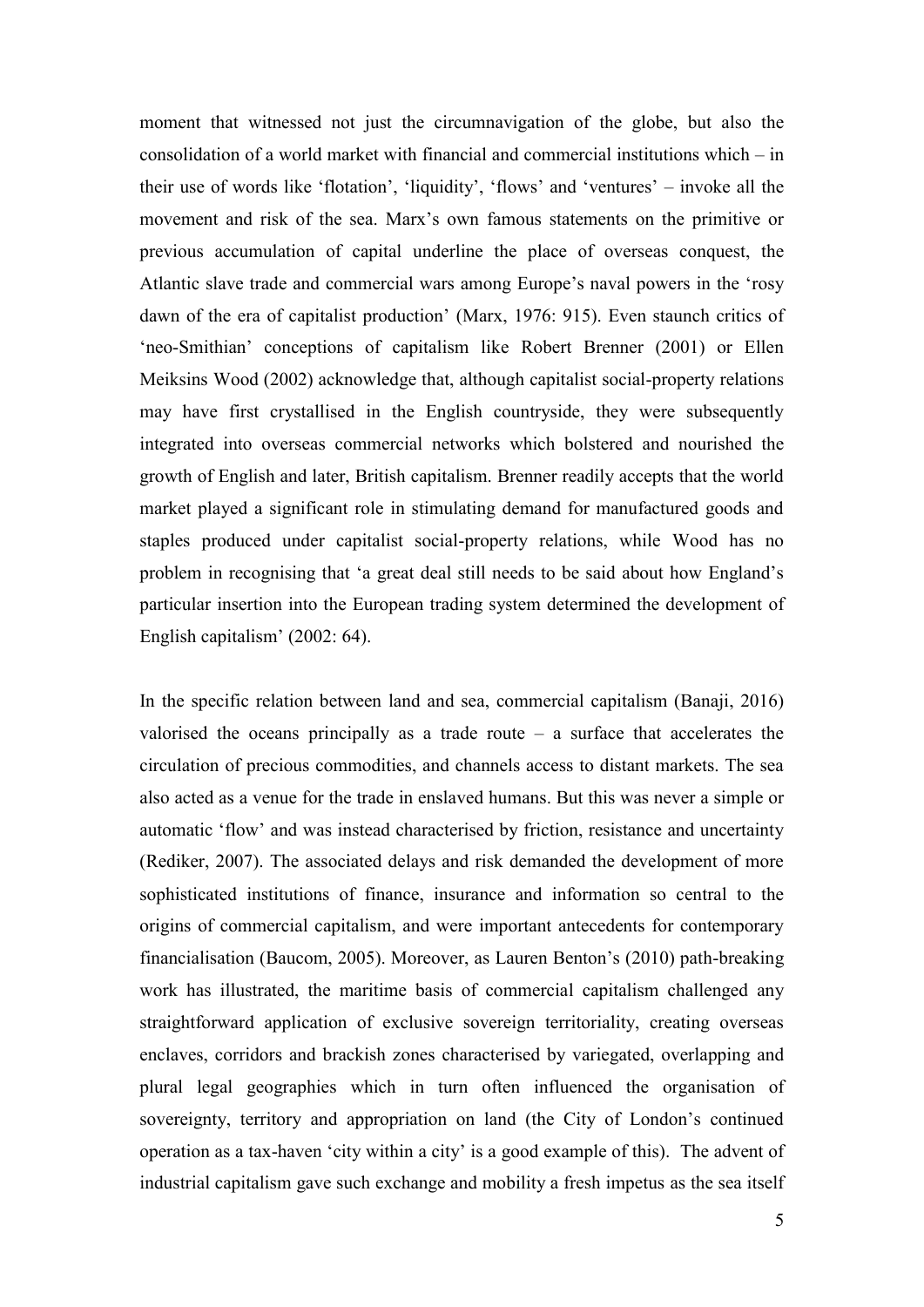moment that witnessed not just the circumnavigation of the globe, but also the consolidation of a world market with financial and commercial institutions which – in their use of words like 'flotation', 'liquidity', 'flows' and 'ventures' – invoke all the movement and risk of the sea. Marx's own famous statements on the primitive or previous accumulation of capital underline the place of overseas conquest, the Atlantic slave trade and commercial wars among Europe's naval powers in the 'rosy dawn of the era of capitalist production' (Marx, 1976: 915). Even staunch critics of 'neo-Smithian' conceptions of capitalism like Robert Brenner (2001) or Ellen Meiksins Wood (2002) acknowledge that, although capitalist social-property relations may have first crystallised in the English countryside, they were subsequently integrated into overseas commercial networks which bolstered and nourished the growth of English and later, British capitalism. Brenner readily accepts that the world market played a significant role in stimulating demand for manufactured goods and staples produced under capitalist social-property relations, while Wood has no problem in recognising that 'a great deal still needs to be said about how England's particular insertion into the European trading system determined the development of English capitalism' (2002: 64).

In the specific relation between land and sea, commercial capitalism (Banaji, 2016) valorised the oceans principally as a trade route – a surface that accelerates the circulation of precious commodities, and channels access to distant markets. The sea also acted as a venue for the trade in enslaved humans. But this was never a simple or automatic 'flow' and was instead characterised by friction, resistance and uncertainty (Rediker, 2007). The associated delays and risk demanded the development of more sophisticated institutions of finance, insurance and information so central to the origins of commercial capitalism, and were important antecedents for contemporary financialisation (Baucom, 2005). Moreover, as Lauren Benton's (2010) path-breaking work has illustrated, the maritime basis of commercial capitalism challenged any straightforward application of exclusive sovereign territoriality, creating overseas enclaves, corridors and brackish zones characterised by variegated, overlapping and plural legal geographies which in turn often influenced the organisation of sovereignty, territory and appropriation on land (the City of London's continued operation as a tax-haven 'city within a city' is a good example of this). The advent of industrial capitalism gave such exchange and mobility a fresh impetus as the sea itself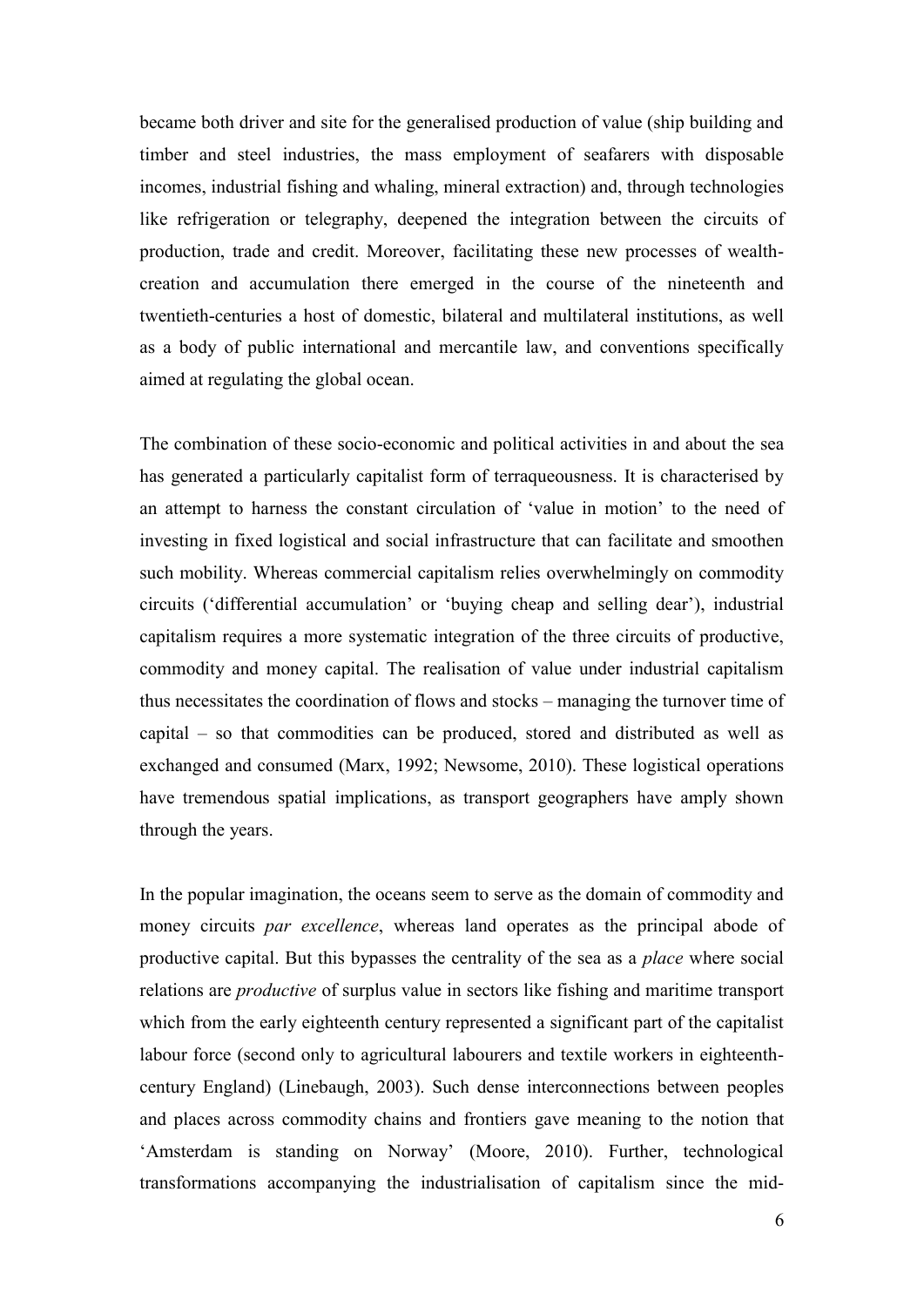became both driver and site for the generalised production of value (ship building and timber and steel industries, the mass employment of seafarers with disposable incomes, industrial fishing and whaling, mineral extraction) and, through technologies like refrigeration or telegraphy, deepened the integration between the circuits of production, trade and credit. Moreover, facilitating these new processes of wealth-creation and accumulation there emerged in the course of the nineteenth and twentieth-centuries a host of domestic, bilateral and multilateral institutions, as well as a body of public international and mercantile law, and conventions specifically aimed at regulating the global ocean.

The combination of these socio-economic and political activities in and about the sea has generated a particularly capitalist form of terraqueousness. It is characterised by an attempt to harness the constant circulation of 'value in motion' to the need of investing in fixed logistical and social infrastructure that can facilitate and smoothen such mobility. Whereas commercial capitalism relies overwhelmingly on commodity circuits ('differential accumulation' or 'buying cheap and selling dear'), industrial capitalism requires a more systematic integration of the three circuits of productive, commodity and money capital. The realisation of value under industrial capitalism thus necessitates the coordination of flows and stocks – managing the turnover time of capital – so that commodities can be produced, stored and distributed as well as exchanged and consumed (Marx, 1992; Newsome, 2010). These logistical operations have tremendous spatial implications, as transport geographers have amply shown through the years.

In the popular imagination, the oceans seem to serve as the domain of commodity and money circuits *par excellence*, whereas land operates as the principal abode of productive capital. But this bypasses the centrality of the sea as a *place* where social relations are *productive* of surplus value in sectors like fishing and maritime transport which from the early eighteenth century represented a significant part of the capitalist labour force (second only to agricultural labourers and textile workers in eighteenth-century England) (Linebaugh, 2003). Such dense interconnections between peoples and places across commodity chains and frontiers gave meaning to the notion that 'Amsterdam is standing on Norway' (Moore, 2010). Further, technological transformations accompanying the industrialisation of capitalism since the mid-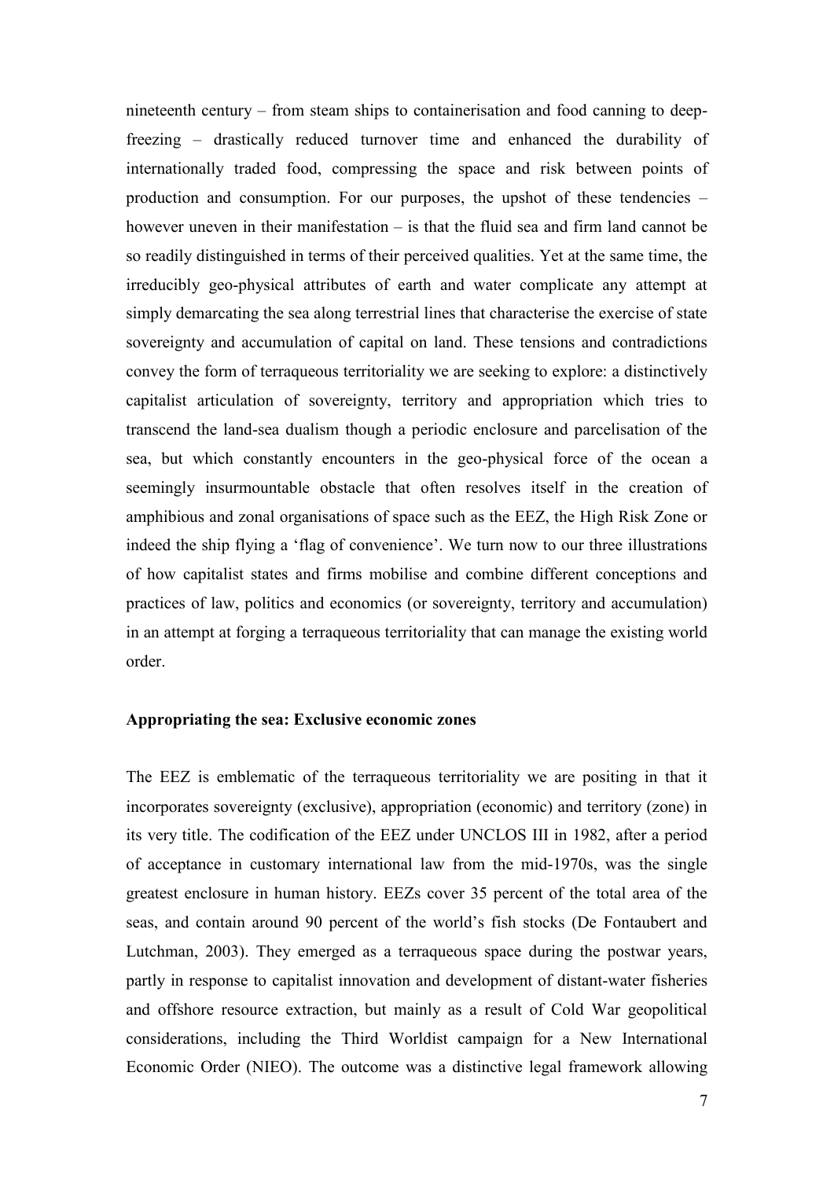nineteenth century – from steam ships to containerisation and food canning to deep-freezing – drastically reduced turnover time and enhanced the durability of internationally traded food, compressing the space and risk between points of production and consumption. For our purposes, the upshot of these tendencies – however uneven in their manifestation – is that the fluid sea and firm land cannot be so readily distinguished in terms of their perceived qualities. Yet at the same time, the irreducibly geo-physical attributes of earth and water complicate any attempt at simply demarcating the sea along terrestrial lines that characterise the exercise of state sovereignty and accumulation of capital on land. These tensions and contradictions convey the form of terraqueous territoriality we are seeking to explore: a distinctively capitalist articulation of sovereignty, territory and appropriation which tries to transcend the land-sea dualism though a periodic enclosure and parcelisation of the sea, but which constantly encounters in the geo-physical force of the ocean a seemingly insurmountable obstacle that often resolves itself in the creation of amphibious and zonal organisations of space such as the EEZ, the High Risk Zone or indeed the ship flying a 'flag of convenience'. We turn now to our three illustrations of how capitalist states and firms mobilise and combine different conceptions and practices of law, politics and economics (or sovereignty, territory and accumulation) in an attempt at forging a terraqueous territoriality that can manage the existing world order.

**Appropriating the sea: Exclusive economic zones**

The EEZ is emblematic of the terraqueous territoriality we are positing in that it incorporates sovereignty (exclusive), appropriation (economic) and territory (zone) in its very title. The codification of the EEZ under UNCLOS III in 1982, after a period of acceptance in customary international law from the mid-1970s, was the single greatest enclosure in human history. EEZs cover 35 percent of the total area of the seas, and contain around 90 percent of the world's fish stocks (De Fontaubert and Lutchman, 2003). They emerged as a terraqueous space during the postwar years, partly in response to capitalist innovation and development of distant-water fisheries and offshore resource extraction, but mainly as a result of Cold War geopolitical considerations, including the Third Worldist campaign for a New International Economic Order (NIEO). The outcome was a distinctive legal framework allowing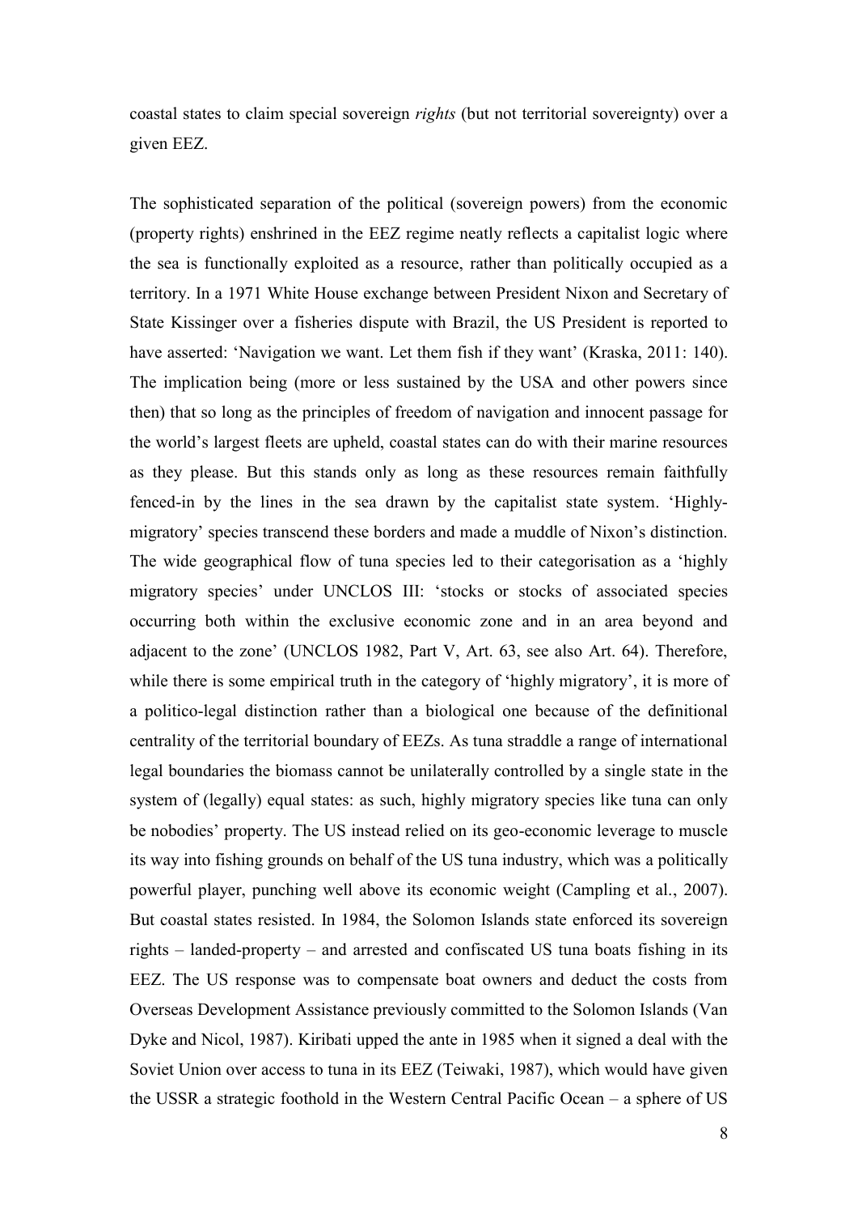coastal states to claim special sovereign *rights* (but not territorial sovereignty) over a given EEZ.

The sophisticated separation of the political (sovereign powers) from the economic (property rights) enshrined in the EEZ regime neatly reflects a capitalist logic where the sea is functionally exploited as a resource, rather than politically occupied as a territory. In a 1971 White House exchange between President Nixon and Secretary of State Kissinger over a fisheries dispute with Brazil, the US President is reported to have asserted: 'Navigation we want. Let them fish if they want' (Kraska, 2011: 140). The implication being (more or less sustained by the USA and other powers since then) that so long as the principles of freedom of navigation and innocent passage for the world's largest fleets are upheld, coastal states can do with their marine resources as they please. But this stands only as long as these resources remain faithfully fenced-in by the lines in the sea drawn by the capitalist state system. 'Highly-migratory' species transcend these borders and made a muddle of Nixon's distinction. The wide geographical flow of tuna species led to their categorisation as a 'highly migratory species' under UNCLOS III: 'stocks or stocks of associated species occurring both within the exclusive economic zone and in an area beyond and adjacent to the zone' (UNCLOS 1982, Part V, Art. 63, see also Art. 64). Therefore, while there is some empirical truth in the category of 'highly migratory', it is more of a politico-legal distinction rather than a biological one because of the definitional centrality of the territorial boundary of EEZs. As tuna straddle a range of international legal boundaries the biomass cannot be unilaterally controlled by a single state in the system of (legally) equal states: as such, highly migratory species like tuna can only be nobodies' property. The US instead relied on its geo-economic leverage to muscle its way into fishing grounds on behalf of the US tuna industry, which was a politically powerful player, punching well above its economic weight (Campling et al., 2007). But coastal states resisted. In 1984, the Solomon Islands state enforced its sovereign rights – landed-property – and arrested and confiscated US tuna boats fishing in its EEZ. The US response was to compensate boat owners and deduct the costs from Overseas Development Assistance previously committed to the Solomon Islands (Van Dyke and Nicol, 1987). Kiribati upped the ante in 1985 when it signed a deal with the Soviet Union over access to tuna in its EEZ (Teiwaki, 1987), which would have given the USSR a strategic foothold in the Western Central Pacific Ocean – a sphere of US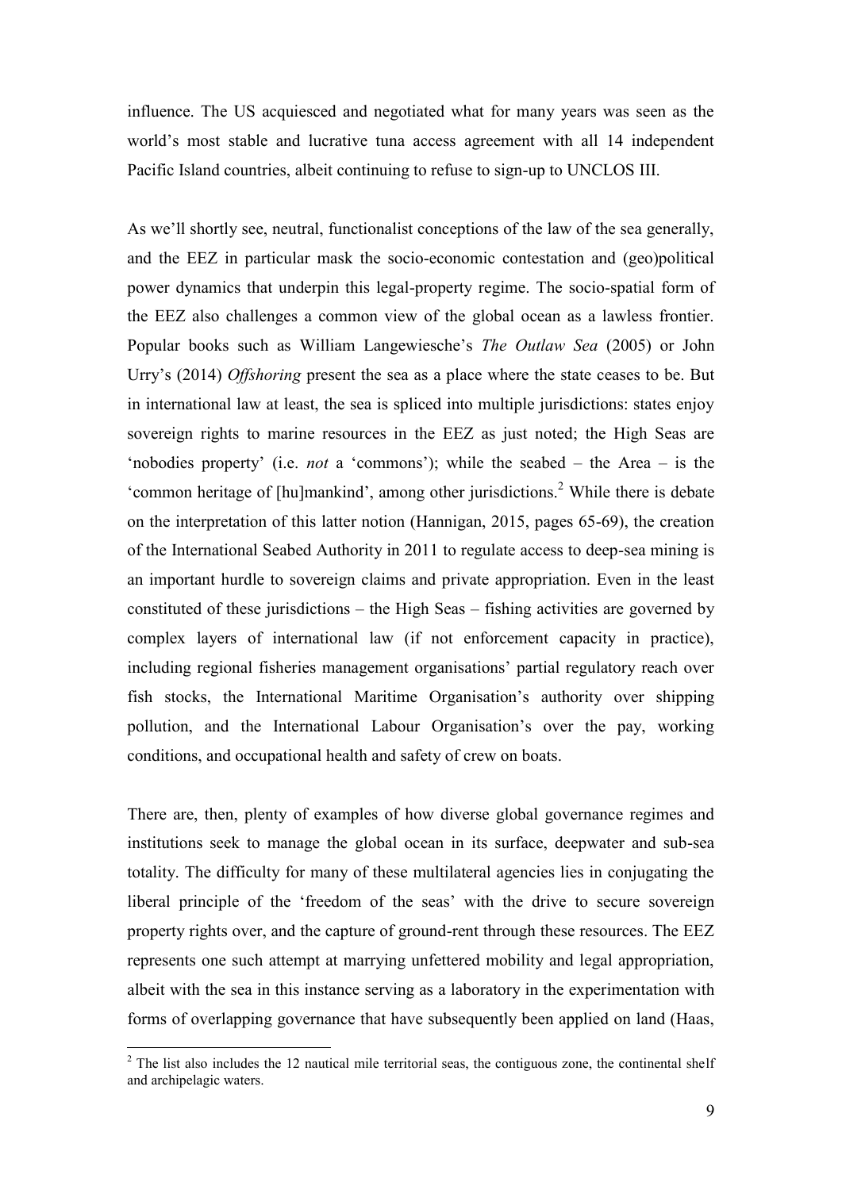influence. The US acquiesced and negotiated what for many years was seen as the world's most stable and lucrative tuna access agreement with all 14 independent Pacific Island countries, albeit continuing to refuse to sign-up to UNCLOS III.

As we'll shortly see, neutral, functionalist conceptions of the law of the sea generally, and the EEZ in particular mask the socio-economic contestation and (geo)political power dynamics that underpin this legal-property regime. The socio-spatial form of the EEZ also challenges a common view of the global ocean as a lawless frontier. Popular books such as William Langewiesche's *The Outlaw Sea* (2005) or John Urry's (2014) *Offshoring* present the sea as a place where the state ceases to be. But in international law at least, the sea is spliced into multiple jurisdictions: states enjoy sovereign rights to marine resources in the EEZ as just noted; the High Seas are 'nobodies property' (i.e. *not* a 'commons'); while the seabed – the Area – is the 'common heritage of [hu]mankind', among other jurisdictions.[2] While there is debate on the interpretation of this latter notion (Hannigan, 2015, pages 65-69), the creation of the International Seabed Authority in 2011 to regulate access to deep-sea mining is an important hurdle to sovereign claims and private appropriation. Even in the least constituted of these jurisdictions – the High Seas – fishing activities are governed by complex layers of international law (if not enforcement capacity in practice), including regional fisheries management organisations' partial regulatory reach over fish stocks, the International Maritime Organisation's authority over shipping pollution, and the International Labour Organisation's over the pay, working conditions, and occupational health and safety of crew on boats.

There are, then, plenty of examples of how diverse global governance regimes and institutions seek to manage the global ocean in its surface, deepwater and sub-sea totality. The difficulty for many of these multilateral agencies lies in conjugating the liberal principle of the 'freedom of the seas' with the drive to secure sovereign property rights over, and the capture of ground-rent through these resources. The EEZ represents one such attempt at marrying unfettered mobility and legal appropriation, albeit with the sea in this instance serving as a laboratory in the experimentation with forms of overlapping governance that have subsequently been applied on land (Haas,

[2] The list also includes the 12 nautical mile territorial seas, the contiguous zone, the continental shelf and archipelagic waters.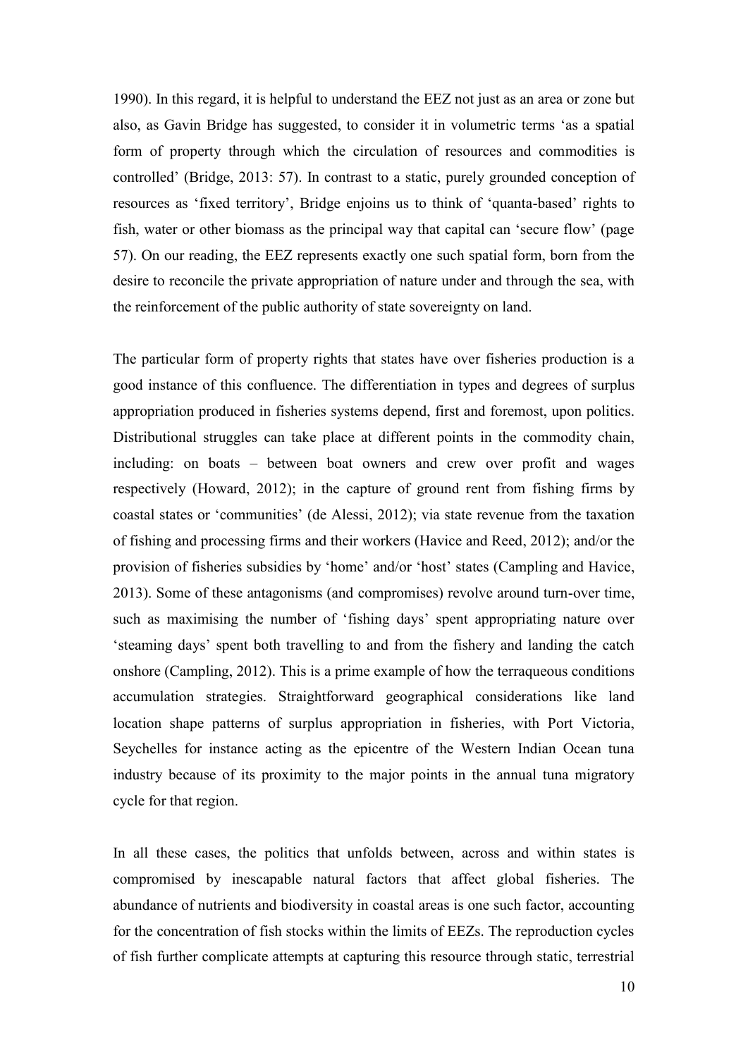1990). In this regard, it is helpful to understand the EEZ not just as an area or zone but also, as Gavin Bridge has suggested, to consider it in volumetric terms 'as a spatial form of property through which the circulation of resources and commodities is controlled' (Bridge, 2013: 57). In contrast to a static, purely grounded conception of resources as 'fixed territory', Bridge enjoins us to think of 'quanta-based' rights to fish, water or other biomass as the principal way that capital can 'secure flow' (page 57). On our reading, the EEZ represents exactly one such spatial form, born from the desire to reconcile the private appropriation of nature under and through the sea, with the reinforcement of the public authority of state sovereignty on land.

The particular form of property rights that states have over fisheries production is a good instance of this confluence. The differentiation in types and degrees of surplus appropriation produced in fisheries systems depend, first and foremost, upon politics. Distributional struggles can take place at different points in the commodity chain, including: on boats – between boat owners and crew over profit and wages respectively (Howard, 2012); in the capture of ground rent from fishing firms by coastal states or 'communities' (de Alessi, 2012); via state revenue from the taxation of fishing and processing firms and their workers (Havice and Reed, 2012); and/or the provision of fisheries subsidies by 'home' and/or 'host' states (Campling and Havice, 2013). Some of these antagonisms (and compromises) revolve around turn-over time, such as maximising the number of 'fishing days' spent appropriating nature over 'steaming days' spent both travelling to and from the fishery and landing the catch onshore (Campling, 2012). This is a prime example of how the terraqueous conditions accumulation strategies. Straightforward geographical considerations like land location shape patterns of surplus appropriation in fisheries, with Port Victoria, Seychelles for instance acting as the epicentre of the Western Indian Ocean tuna industry because of its proximity to the major points in the annual tuna migratory cycle for that region.

In all these cases, the politics that unfolds between, across and within states is compromised by inescapable natural factors that affect global fisheries. The abundance of nutrients and biodiversity in coastal areas is one such factor, accounting for the concentration of fish stocks within the limits of EEZs. The reproduction cycles of fish further complicate attempts at capturing this resource through static, terrestrial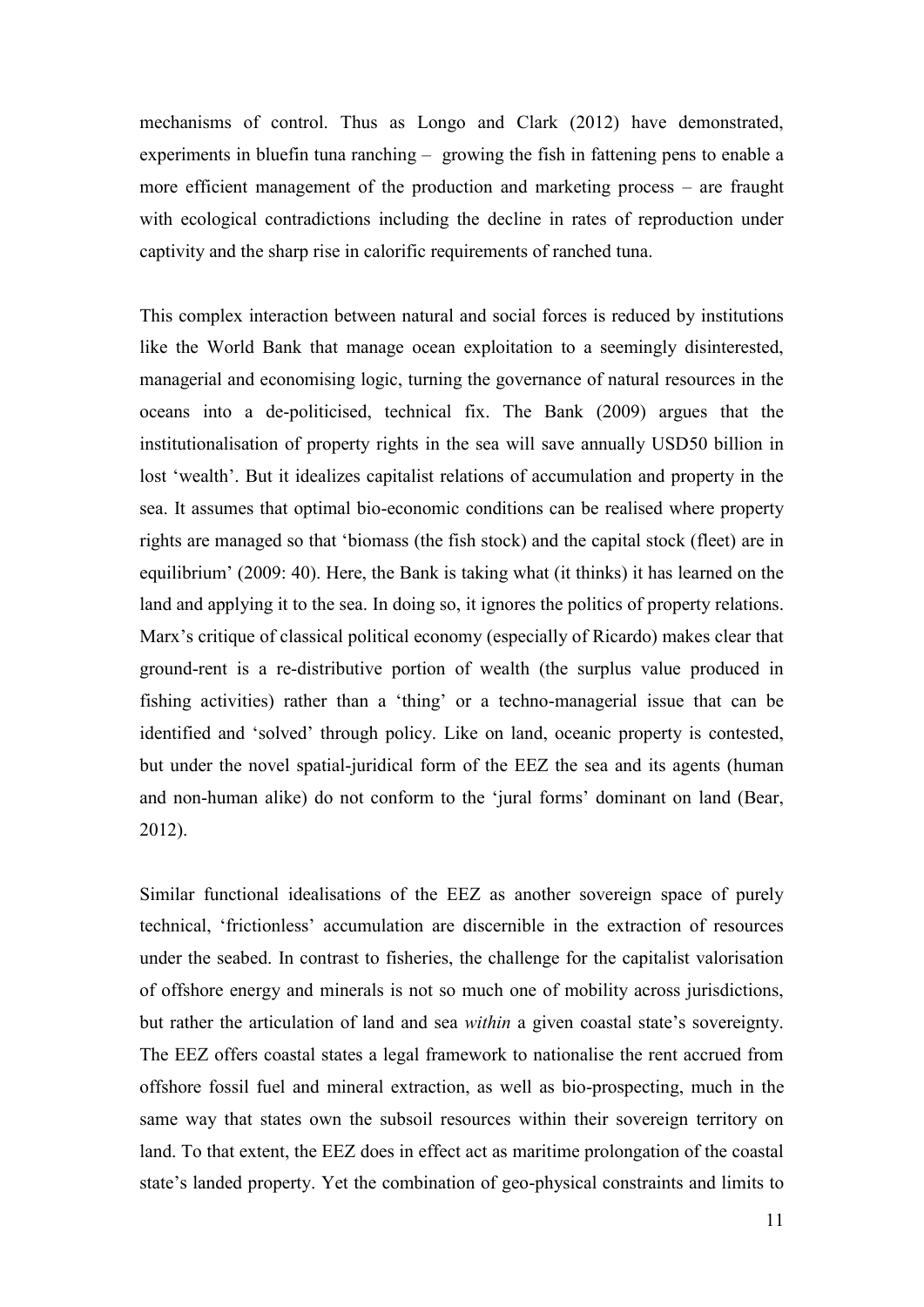mechanisms of control. Thus as Longo and Clark (2012) have demonstrated, experiments in bluefin tuna ranching – growing the fish in fattening pens to enable a more efficient management of the production and marketing process – are fraught with ecological contradictions including the decline in rates of reproduction under captivity and the sharp rise in calorific requirements of ranched tuna.

This complex interaction between natural and social forces is reduced by institutions like the World Bank that manage ocean exploitation to a seemingly disinterested, managerial and economising logic, turning the governance of natural resources in the oceans into a de-politicised, technical fix. The Bank (2009) argues that the institutionalisation of property rights in the sea will save annually USD50 billion in lost 'wealth'. But it idealizes capitalist relations of accumulation and property in the sea. It assumes that optimal bio-economic conditions can be realised where property rights are managed so that 'biomass (the fish stock) and the capital stock (fleet) are in equilibrium' (2009: 40). Here, the Bank is taking what (it thinks) it has learned on the land and applying it to the sea. In doing so, it ignores the politics of property relations. Marx's critique of classical political economy (especially of Ricardo) makes clear that ground-rent is a re-distributive portion of wealth (the surplus value produced in fishing activities) rather than a 'thing' or a techno-managerial issue that can be identified and 'solved' through policy. Like on land, oceanic property is contested, but under the novel spatial-juridical form of the EEZ the sea and its agents (human and non-human alike) do not conform to the 'jural forms' dominant on land (Bear, 2012).

Similar functional idealisations of the EEZ as another sovereign space of purely technical, 'frictionless' accumulation are discernible in the extraction of resources under the seabed. In contrast to fisheries, the challenge for the capitalist valorisation of offshore energy and minerals is not so much one of mobility across jurisdictions, but rather the articulation of land and sea *within* a given coastal state's sovereignty. The EEZ offers coastal states a legal framework to nationalise the rent accrued from offshore fossil fuel and mineral extraction, as well as bio-prospecting, much in the same way that states own the subsoil resources within their sovereign territory on land. To that extent, the EEZ does in effect act as maritime prolongation of the coastal state's landed property. Yet the combination of geo-physical constraints and limits to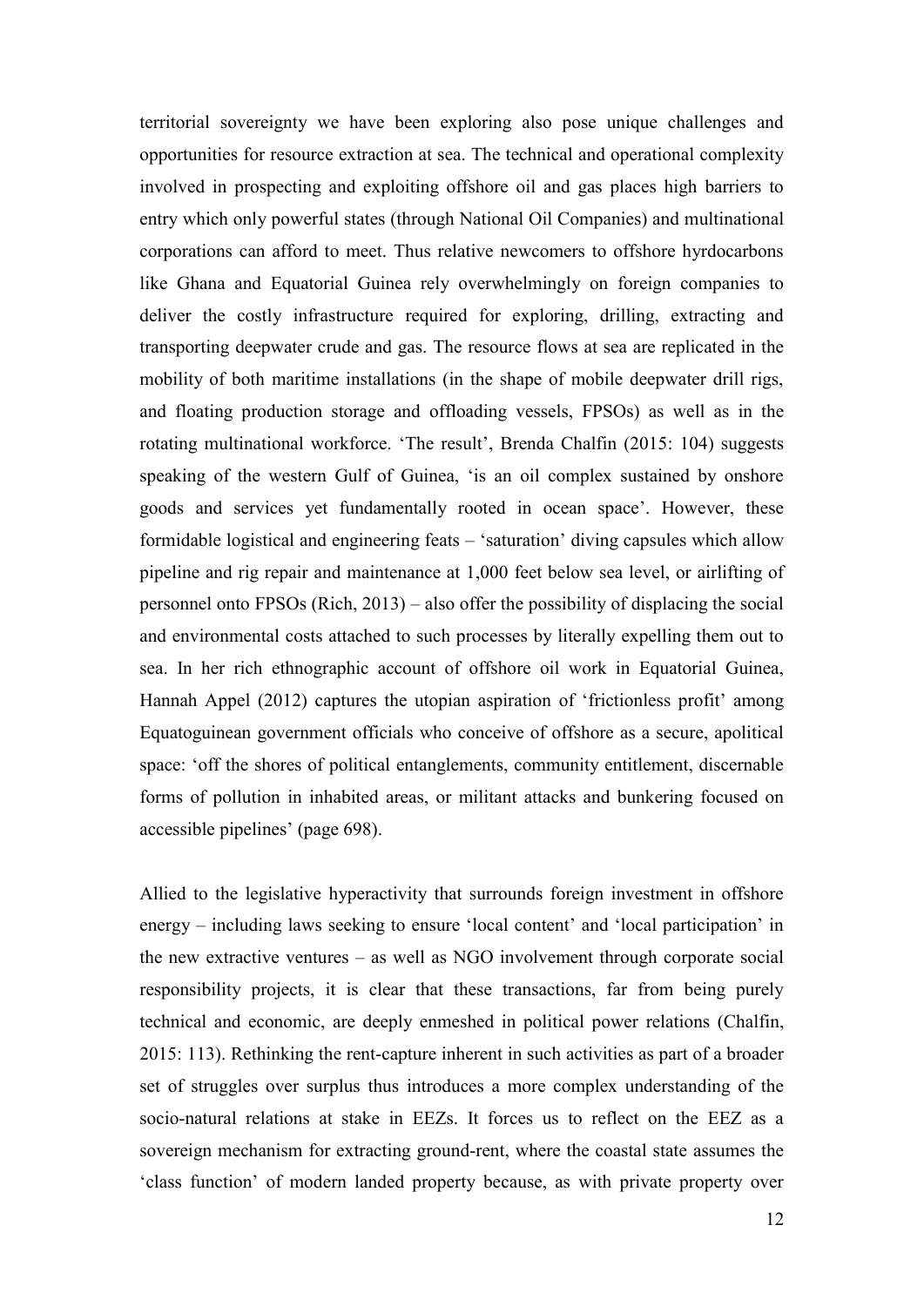territorial sovereignty we have been exploring also pose unique challenges and opportunities for resource extraction at sea. The technical and operational complexity involved in prospecting and exploiting offshore oil and gas places high barriers to entry which only powerful states (through National Oil Companies) and multinational corporations can afford to meet. Thus relative newcomers to offshore hyrdocarbons like Ghana and Equatorial Guinea rely overwhelmingly on foreign companies to deliver the costly infrastructure required for exploring, drilling, extracting and transporting deepwater crude and gas. The resource flows at sea are replicated in the mobility of both maritime installations (in the shape of mobile deepwater drill rigs, and floating production storage and offloading vessels, FPSOs) as well as in the rotating multinational workforce. 'The result', Brenda Chalfin (2015: 104) suggests speaking of the western Gulf of Guinea, 'is an oil complex sustained by onshore goods and services yet fundamentally rooted in ocean space'. However, these formidable logistical and engineering feats – 'saturation' diving capsules which allow pipeline and rig repair and maintenance at 1,000 feet below sea level, or airlifting of personnel onto FPSOs (Rich, 2013) – also offer the possibility of displacing the social and environmental costs attached to such processes by literally expelling them out to sea. In her rich ethnographic account of offshore oil work in Equatorial Guinea, Hannah Appel (2012) captures the utopian aspiration of 'frictionless profit' among Equatoguinean government officials who conceive of offshore as a secure, apolitical space: 'off the shores of political entanglements, community entitlement, discernable forms of pollution in inhabited areas, or militant attacks and bunkering focused on accessible pipelines' (page 698).

Allied to the legislative hyperactivity that surrounds foreign investment in offshore energy – including laws seeking to ensure 'local content' and 'local participation' in the new extractive ventures – as well as NGO involvement through corporate social responsibility projects, it is clear that these transactions, far from being purely technical and economic, are deeply enmeshed in political power relations (Chalfin, 2015: 113). Rethinking the rent-capture inherent in such activities as part of a broader set of struggles over surplus thus introduces a more complex understanding of the socio-natural relations at stake in EEZs. It forces us to reflect on the EEZ as a sovereign mechanism for extracting ground-rent, where the coastal state assumes the 'class function' of modern landed property because, as with private property over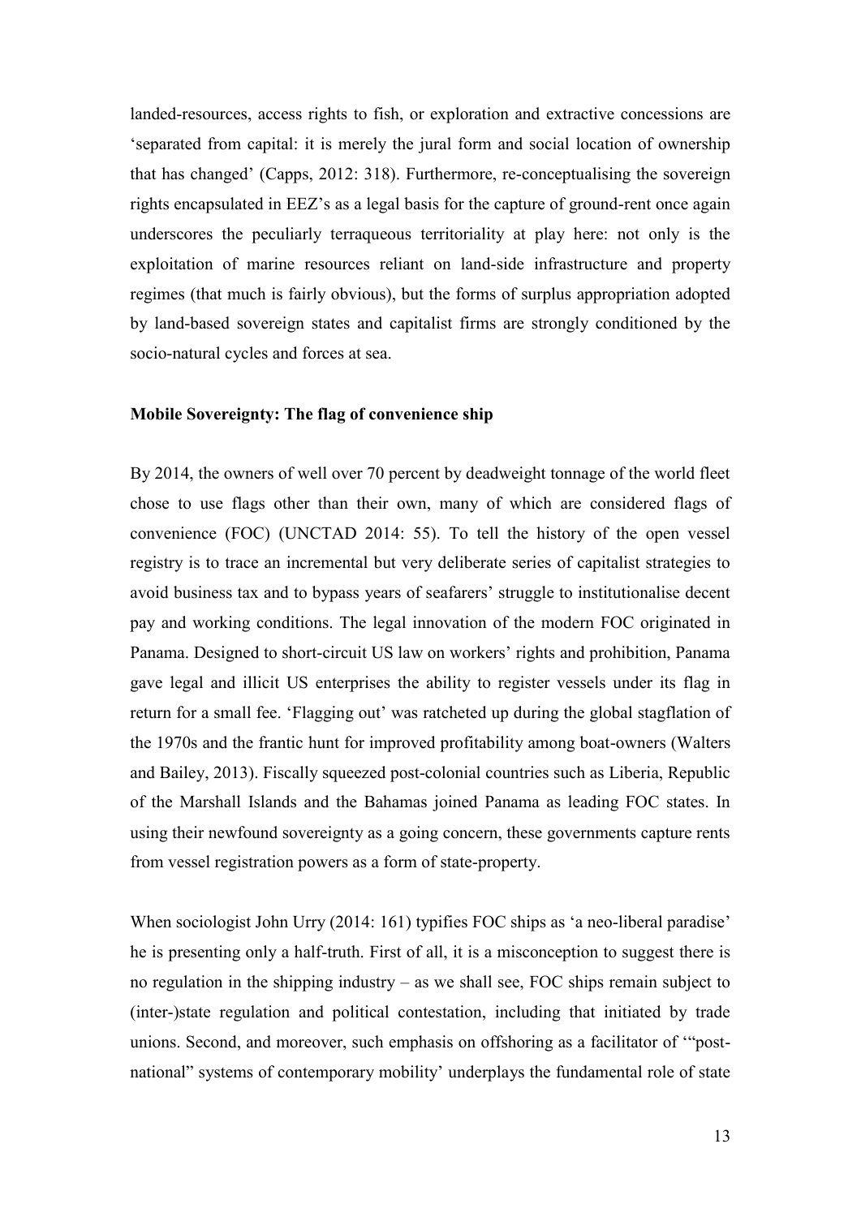landed-resources, access rights to fish, or exploration and extractive concessions are 'separated from capital: it is merely the jural form and social location of ownership that has changed' (Capps, 2012: 318). Furthermore, re-conceptualising the sovereign rights encapsulated in EEZ's as a legal basis for the capture of ground-rent once again underscores the peculiarly terraqueous territoriality at play here: not only is the exploitation of marine resources reliant on land-side infrastructure and property regimes (that much is fairly obvious), but the forms of surplus appropriation adopted by land-based sovereign states and capitalist firms are strongly conditioned by the socio-natural cycles and forces at sea.

**Mobile Sovereignty: The flag of convenience ship**

By 2014, the owners of well over 70 percent by deadweight tonnage of the world fleet chose to use flags other than their own, many of which are considered flags of convenience (FOC) (UNCTAD 2014: 55). To tell the history of the open vessel registry is to trace an incremental but very deliberate series of capitalist strategies to avoid business tax and to bypass years of seafarers' struggle to institutionalise decent pay and working conditions. The legal innovation of the modern FOC originated in Panama. Designed to short-circuit US law on workers' rights and prohibition, Panama gave legal and illicit US enterprises the ability to register vessels under its flag in return for a small fee. 'Flagging out' was ratcheted up during the global stagflation of the 1970s and the frantic hunt for improved profitability among boat-owners (Walters and Bailey, 2013). Fiscally squeezed post-colonial countries such as Liberia, Republic of the Marshall Islands and the Bahamas joined Panama as leading FOC states. In using their newfound sovereignty as a going concern, these governments capture rents from vessel registration powers as a form of state-property.

When sociologist John Urry (2014: 161) typifies FOC ships as 'a neo-liberal paradise' he is presenting only a half-truth. First of all, it is a misconception to suggest there is no regulation in the shipping industry – as we shall see, FOC ships remain subject to (inter-)state regulation and political contestation, including that initiated by trade unions. Second, and moreover, such emphasis on offshoring as a facilitator of '"post-national" systems of contemporary mobility' underplays the fundamental role of state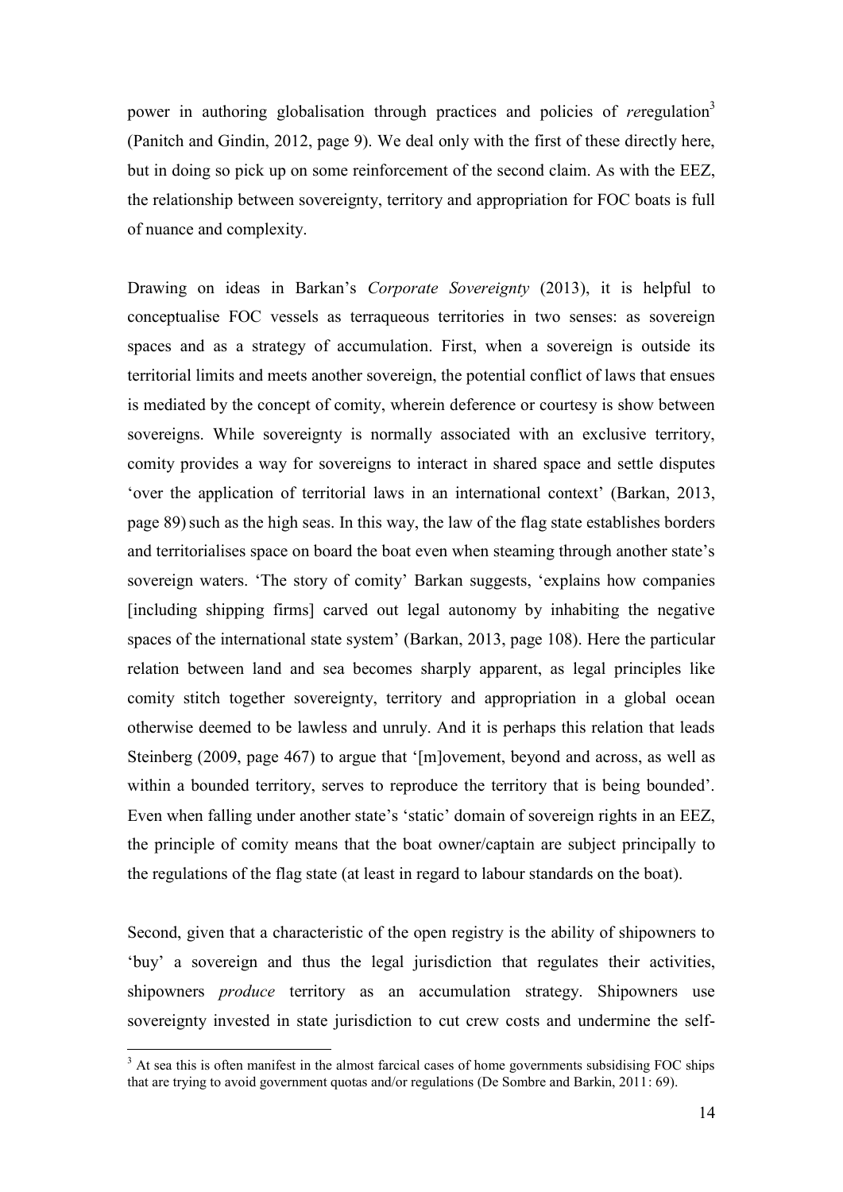power in authoring globalisation through practices and policies of *re*regulation[3] (Panitch and Gindin, 2012, page 9). We deal only with the first of these directly here, but in doing so pick up on some reinforcement of the second claim. As with the EEZ, the relationship between sovereignty, territory and appropriation for FOC boats is full of nuance and complexity.

Drawing on ideas in Barkan's *Corporate Sovereignty* (2013), it is helpful to conceptualise FOC vessels as terraqueous territories in two senses: as sovereign spaces and as a strategy of accumulation. First, when a sovereign is outside its territorial limits and meets another sovereign, the potential conflict of laws that ensues is mediated by the concept of comity, wherein deference or courtesy is show between sovereigns. While sovereignty is normally associated with an exclusive territory, comity provides a way for sovereigns to interact in shared space and settle disputes 'over the application of territorial laws in an international context' (Barkan, 2013, page 89) such as the high seas. In this way, the law of the flag state establishes borders and territorialises space on board the boat even when steaming through another state's sovereign waters. 'The story of comity' Barkan suggests, 'explains how companies [including shipping firms] carved out legal autonomy by inhabiting the negative spaces of the international state system' (Barkan, 2013, page 108). Here the particular relation between land and sea becomes sharply apparent, as legal principles like comity stitch together sovereignty, territory and appropriation in a global ocean otherwise deemed to be lawless and unruly. And it is perhaps this relation that leads Steinberg (2009, page 467) to argue that '[m]ovement, beyond and across, as well as within a bounded territory, serves to reproduce the territory that is being bounded'. Even when falling under another state's 'static' domain of sovereign rights in an EEZ, the principle of comity means that the boat owner/captain are subject principally to the regulations of the flag state (at least in regard to labour standards on the boat).

Second, given that a characteristic of the open registry is the ability of shipowners to 'buy' a sovereign and thus the legal jurisdiction that regulates their activities, shipowners *produce* territory as an accumulation strategy. Shipowners use sovereignty invested in state jurisdiction to cut crew costs and undermine the self-

[3] At sea this is often manifest in the almost farcical cases of home governments subsidising FOC ships that are trying to avoid government quotas and/or regulations (De Sombre and Barkin, 2011: 69).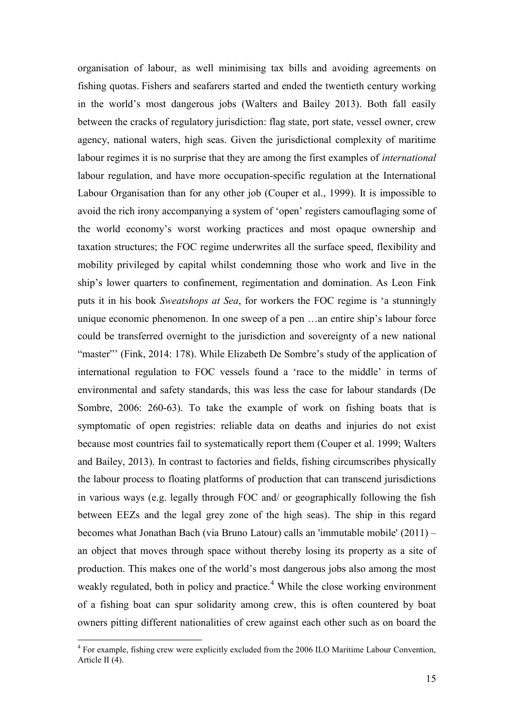organisation of labour, as well minimising tax bills and avoiding agreements on fishing quotas. Fishers and seafarers started and ended the twentieth century working in the world's most dangerous jobs (Walters and Bailey 2013). Both fall easily between the cracks of regulatory jurisdiction: flag state, port state, vessel owner, crew agency, national waters, high seas. Given the jurisdictional complexity of maritime labour regimes it is no surprise that they are among the first examples of *international* labour regulation, and have more occupation-specific regulation at the International Labour Organisation than for any other job (Couper et al., 1999). It is impossible to avoid the rich irony accompanying a system of 'open' registers camouflaging some of the world economy's worst working practices and most opaque ownership and taxation structures; the FOC regime underwrites all the surface speed, flexibility and mobility privileged by capital whilst condemning those who work and live in the ship's lower quarters to confinement, regimentation and domination. As Leon Fink puts it in his book *Sweatshops at Sea*, for workers the FOC regime is 'a stunningly unique economic phenomenon. In one sweep of a pen …an entire ship's labour force could be transferred overnight to the jurisdiction and sovereignty of a new national "master"' (Fink, 2014: 178). While Elizabeth De Sombre's study of the application of international regulation to FOC vessels found a 'race to the middle' in terms of environmental and safety standards, this was less the case for labour standards (De Sombre, 2006: 260-63). To take the example of work on fishing boats that is symptomatic of open registries: reliable data on deaths and injuries do not exist because most countries fail to systematically report them (Couper et al. 1999; Walters and Bailey, 2013). In contrast to factories and fields, fishing circumscribes physically the labour process to floating platforms of production that can transcend jurisdictions in various ways (e.g. legally through FOC and/ or geographically following the fish between EEZs and the legal grey zone of the high seas). The ship in this regard becomes what Jonathan Bach (via Bruno Latour) calls an 'immutable mobile' (2011) – an object that moves through space without thereby losing its property as a site of production. This makes one of the world's most dangerous jobs also among the most weakly regulated, both in policy and practice.[4] While the close working environment of a fishing boat can spur solidarity among crew, this is often countered by boat owners pitting different nationalities of crew against each other such as on board the

[4] For example, fishing crew were explicitly excluded from the 2006 ILO Maritime Labour Convention, Article II (4).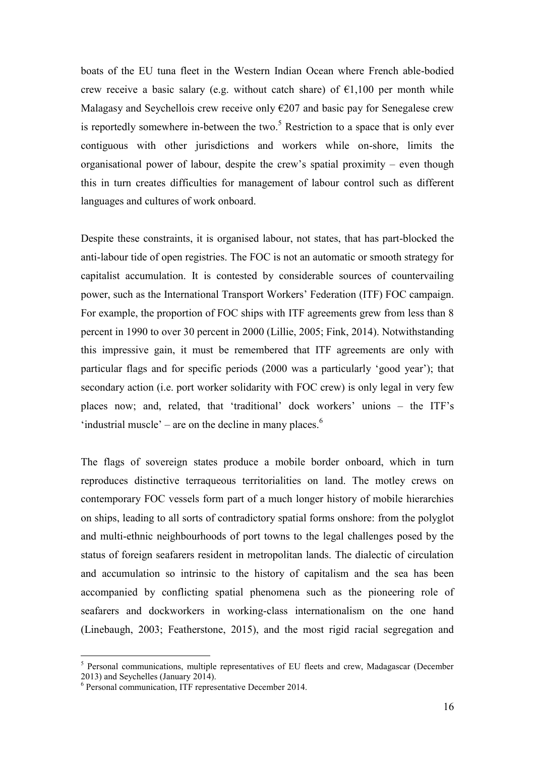boats of the EU tuna fleet in the Western Indian Ocean where French able-bodied crew receive a basic salary (e.g. without catch share) of €1,100 per month while Malagasy and Seychellois crew receive only €207 and basic pay for Senegalese crew is reportedly somewhere in-between the two.[5] Restriction to a space that is only ever contiguous with other jurisdictions and workers while on-shore, limits the organisational power of labour, despite the crew's spatial proximity – even though this in turn creates difficulties for management of labour control such as different languages and cultures of work onboard.

Despite these constraints, it is organised labour, not states, that has part-blocked the anti-labour tide of open registries. The FOC is not an automatic or smooth strategy for capitalist accumulation. It is contested by considerable sources of countervailing power, such as the International Transport Workers' Federation (ITF) FOC campaign. For example, the proportion of FOC ships with ITF agreements grew from less than 8 percent in 1990 to over 30 percent in 2000 (Lillie, 2005; Fink, 2014). Notwithstanding this impressive gain, it must be remembered that ITF agreements are only with particular flags and for specific periods (2000 was a particularly 'good year'); that secondary action (i.e. port worker solidarity with FOC crew) is only legal in very few places now; and, related, that 'traditional' dock workers' unions – the ITF's 'industrial muscle' – are on the decline in many places.[6]

The flags of sovereign states produce a mobile border onboard, which in turn reproduces distinctive terraqueous territorialities on land. The motley crews on contemporary FOC vessels form part of a much longer history of mobile hierarchies on ships, leading to all sorts of contradictory spatial forms onshore: from the polyglot and multi-ethnic neighbourhoods of port towns to the legal challenges posed by the status of foreign seafarers resident in metropolitan lands. The dialectic of circulation and accumulation so intrinsic to the history of capitalism and the sea has been accompanied by conflicting spatial phenomena such as the pioneering role of seafarers and dockworkers in working-class internationalism on the one hand (Linebaugh, 2003; Featherstone, 2015), and the most rigid racial segregation and

---

[5] Personal communications, multiple representatives of EU fleets and crew, Madagascar (December 2013) and Seychelles (January 2014).

[6] Personal communication, ITF representative December 2014.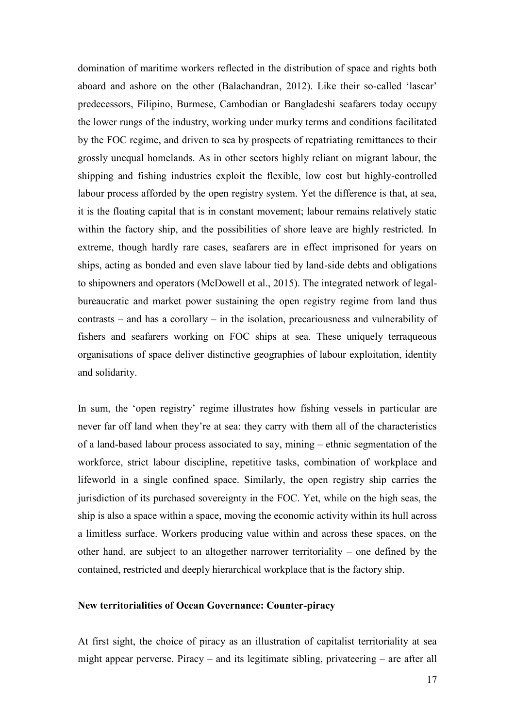domination of maritime workers reflected in the distribution of space and rights both aboard and ashore on the other (Balachandran, 2012). Like their so-called 'lascar' predecessors, Filipino, Burmese, Cambodian or Bangladeshi seafarers today occupy the lower rungs of the industry, working under murky terms and conditions facilitated by the FOC regime, and driven to sea by prospects of repatriating remittances to their grossly unequal homelands. As in other sectors highly reliant on migrant labour, the shipping and fishing industries exploit the flexible, low cost but highly-controlled labour process afforded by the open registry system. Yet the difference is that, at sea, it is the floating capital that is in constant movement; labour remains relatively static within the factory ship, and the possibilities of shore leave are highly restricted. In extreme, though hardly rare cases, seafarers are in effect imprisoned for years on ships, acting as bonded and even slave labour tied by land-side debts and obligations to shipowners and operators (McDowell et al., 2015). The integrated network of legal-bureaucratic and market power sustaining the open registry regime from land thus contrasts – and has a corollary – in the isolation, precariousness and vulnerability of fishers and seafarers working on FOC ships at sea. These uniquely terraqueous organisations of space deliver distinctive geographies of labour exploitation, identity and solidarity.

In sum, the 'open registry' regime illustrates how fishing vessels in particular are never far off land when they're at sea: they carry with them all of the characteristics of a land-based labour process associated to say, mining – ethnic segmentation of the workforce, strict labour discipline, repetitive tasks, combination of workplace and lifeworld in a single confined space. Similarly, the open registry ship carries the jurisdiction of its purchased sovereignty in the FOC. Yet, while on the high seas, the ship is also a space within a space, moving the economic activity within its hull across a limitless surface. Workers producing value within and across these spaces, on the other hand, are subject to an altogether narrower territoriality – one defined by the contained, restricted and deeply hierarchical workplace that is the factory ship.

**New territorialities of Ocean Governance: Counter-piracy**

At first sight, the choice of piracy as an illustration of capitalist territoriality at sea might appear perverse. Piracy – and its legitimate sibling, privateering – are after all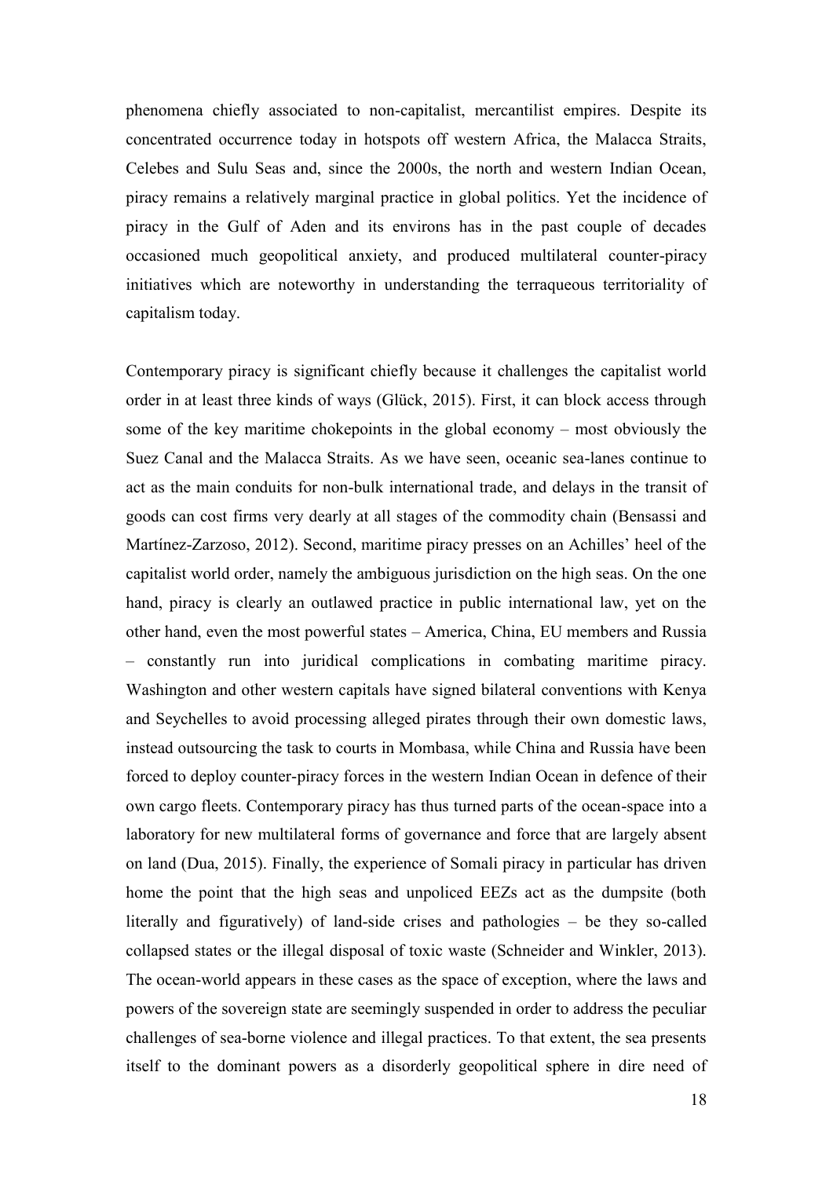phenomena chiefly associated to non-capitalist, mercantilist empires. Despite its concentrated occurrence today in hotspots off western Africa, the Malacca Straits, Celebes and Sulu Seas and, since the 2000s, the north and western Indian Ocean, piracy remains a relatively marginal practice in global politics. Yet the incidence of piracy in the Gulf of Aden and its environs has in the past couple of decades occasioned much geopolitical anxiety, and produced multilateral counter-piracy initiatives which are noteworthy in understanding the terraqueous territoriality of capitalism today.

Contemporary piracy is significant chiefly because it challenges the capitalist world order in at least three kinds of ways (Glück, 2015). First, it can block access through some of the key maritime chokepoints in the global economy – most obviously the Suez Canal and the Malacca Straits. As we have seen, oceanic sea-lanes continue to act as the main conduits for non-bulk international trade, and delays in the transit of goods can cost firms very dearly at all stages of the commodity chain (Bensassi and Martínez-Zarzoso, 2012). Second, maritime piracy presses on an Achilles' heel of the capitalist world order, namely the ambiguous jurisdiction on the high seas. On the one hand, piracy is clearly an outlawed practice in public international law, yet on the other hand, even the most powerful states – America, China, EU members and Russia – constantly run into juridical complications in combating maritime piracy. Washington and other western capitals have signed bilateral conventions with Kenya and Seychelles to avoid processing alleged pirates through their own domestic laws, instead outsourcing the task to courts in Mombasa, while China and Russia have been forced to deploy counter-piracy forces in the western Indian Ocean in defence of their own cargo fleets. Contemporary piracy has thus turned parts of the ocean-space into a laboratory for new multilateral forms of governance and force that are largely absent on land (Dua, 2015). Finally, the experience of Somali piracy in particular has driven home the point that the high seas and unpoliced EEZs act as the dumpsite (both literally and figuratively) of land-side crises and pathologies – be they so-called collapsed states or the illegal disposal of toxic waste (Schneider and Winkler, 2013). The ocean-world appears in these cases as the space of exception, where the laws and powers of the sovereign state are seemingly suspended in order to address the peculiar challenges of sea-borne violence and illegal practices. To that extent, the sea presents itself to the dominant powers as a disorderly geopolitical sphere in dire need of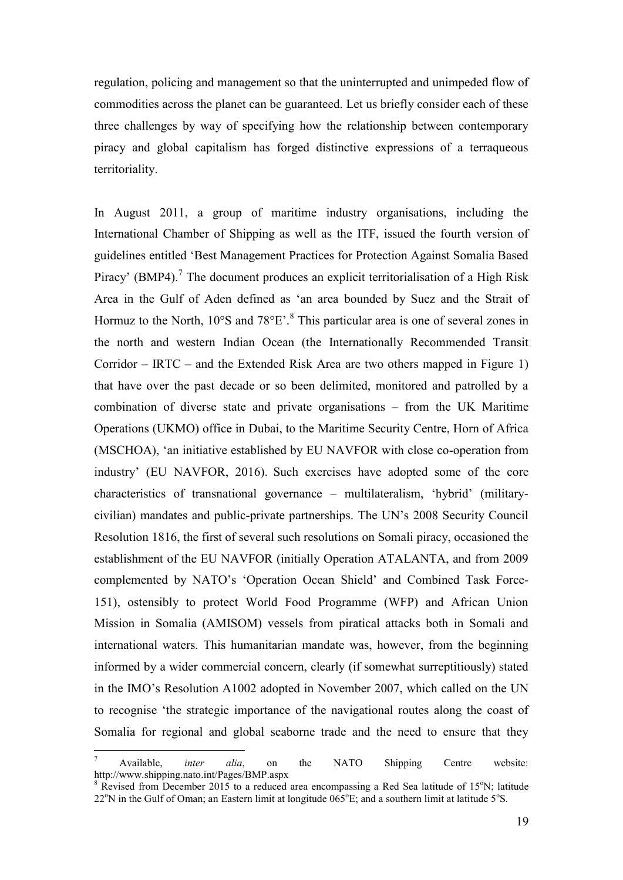regulation, policing and management so that the uninterrupted and unimpeded flow of commodities across the planet can be guaranteed. Let us briefly consider each of these three challenges by way of specifying how the relationship between contemporary piracy and global capitalism has forged distinctive expressions of a terraqueous territoriality.

In August 2011, a group of maritime industry organisations, including the International Chamber of Shipping as well as the ITF, issued the fourth version of guidelines entitled 'Best Management Practices for Protection Against Somalia Based Piracy' (BMP4).[7] The document produces an explicit territorialisation of a High Risk Area in the Gulf of Aden defined as 'an area bounded by Suez and the Strait of Hormuz to the North, 10°S and 78°E'.[8] This particular area is one of several zones in the north and western Indian Ocean (the Internationally Recommended Transit Corridor – IRTC – and the Extended Risk Area are two others mapped in Figure 1) that have over the past decade or so been delimited, monitored and patrolled by a combination of diverse state and private organisations – from the UK Maritime Operations (UKMO) office in Dubai, to the Maritime Security Centre, Horn of Africa (MSCHOA), 'an initiative established by EU NAVFOR with close co-operation from industry' (EU NAVFOR, 2016). Such exercises have adopted some of the core characteristics of transnational governance – multilateralism, 'hybrid' (military-civilian) mandates and public-private partnerships. The UN's 2008 Security Council Resolution 1816, the first of several such resolutions on Somali piracy, occasioned the establishment of the EU NAVFOR (initially Operation ATALANTA, and from 2009 complemented by NATO's 'Operation Ocean Shield' and Combined Task Force-151), ostensibly to protect World Food Programme (WFP) and African Union Mission in Somalia (AMISOM) vessels from piratical attacks both in Somali and international waters. This humanitarian mandate was, however, from the beginning informed by a wider commercial concern, clearly (if somewhat surreptitiously) stated in the IMO's Resolution A1002 adopted in November 2007, which called on the UN to recognise 'the strategic importance of the navigational routes along the coast of Somalia for regional and global seaborne trade and the need to ensure that they

---

[7] Available, *inter alia*, on the NATO Shipping Centre website: http://www.shipping.nato.int/Pages/BMP.aspx

[8] Revised from December 2015 to a reduced area encompassing a Red Sea latitude of 15°N; latitude 22°N in the Gulf of Oman; an Eastern limit at longitude 065°E; and a southern limit at latitude 5°S.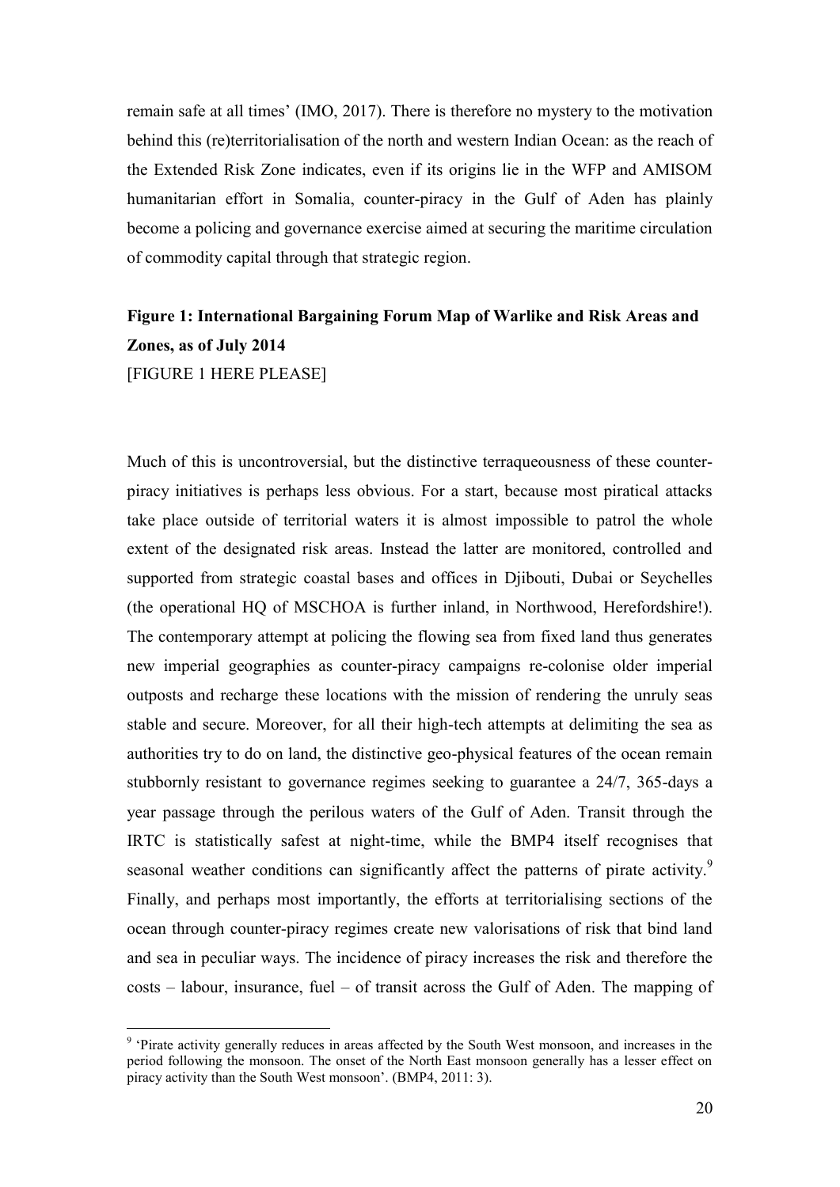remain safe at all times' (IMO, 2017). There is therefore no mystery to the motivation behind this (re)territorialisation of the north and western Indian Ocean: as the reach of the Extended Risk Zone indicates, even if its origins lie in the WFP and AMISOM humanitarian effort in Somalia, counter-piracy in the Gulf of Aden has plainly become a policing and governance exercise aimed at securing the maritime circulation of commodity capital through that strategic region.

**Figure 1: International Bargaining Forum Map of Warlike and Risk Areas and Zones, as of July 2014**

[FIGURE 1 HERE PLEASE]

Much of this is uncontroversial, but the distinctive terraqueousness of these counter-piracy initiatives is perhaps less obvious. For a start, because most piratical attacks take place outside of territorial waters it is almost impossible to patrol the whole extent of the designated risk areas. Instead the latter are monitored, controlled and supported from strategic coastal bases and offices in Djibouti, Dubai or Seychelles (the operational HQ of MSCHOA is further inland, in Northwood, Herefordshire!). The contemporary attempt at policing the flowing sea from fixed land thus generates new imperial geographies as counter-piracy campaigns re-colonise older imperial outposts and recharge these locations with the mission of rendering the unruly seas stable and secure. Moreover, for all their high-tech attempts at delimiting the sea as authorities try to do on land, the distinctive geo-physical features of the ocean remain stubbornly resistant to governance regimes seeking to guarantee a 24/7, 365-days a year passage through the perilous waters of the Gulf of Aden. Transit through the IRTC is statistically safest at night-time, while the BMP4 itself recognises that seasonal weather conditions can significantly affect the patterns of pirate activity.[9] Finally, and perhaps most importantly, the efforts at territorialising sections of the ocean through counter-piracy regimes create new valorisations of risk that bind land and sea in peculiar ways. The incidence of piracy increases the risk and therefore the costs – labour, insurance, fuel – of transit across the Gulf of Aden. The mapping of

[9] 'Pirate activity generally reduces in areas affected by the South West monsoon, and increases in the period following the monsoon. The onset of the North East monsoon generally has a lesser effect on piracy activity than the South West monsoon'. (BMP4, 2011: 3).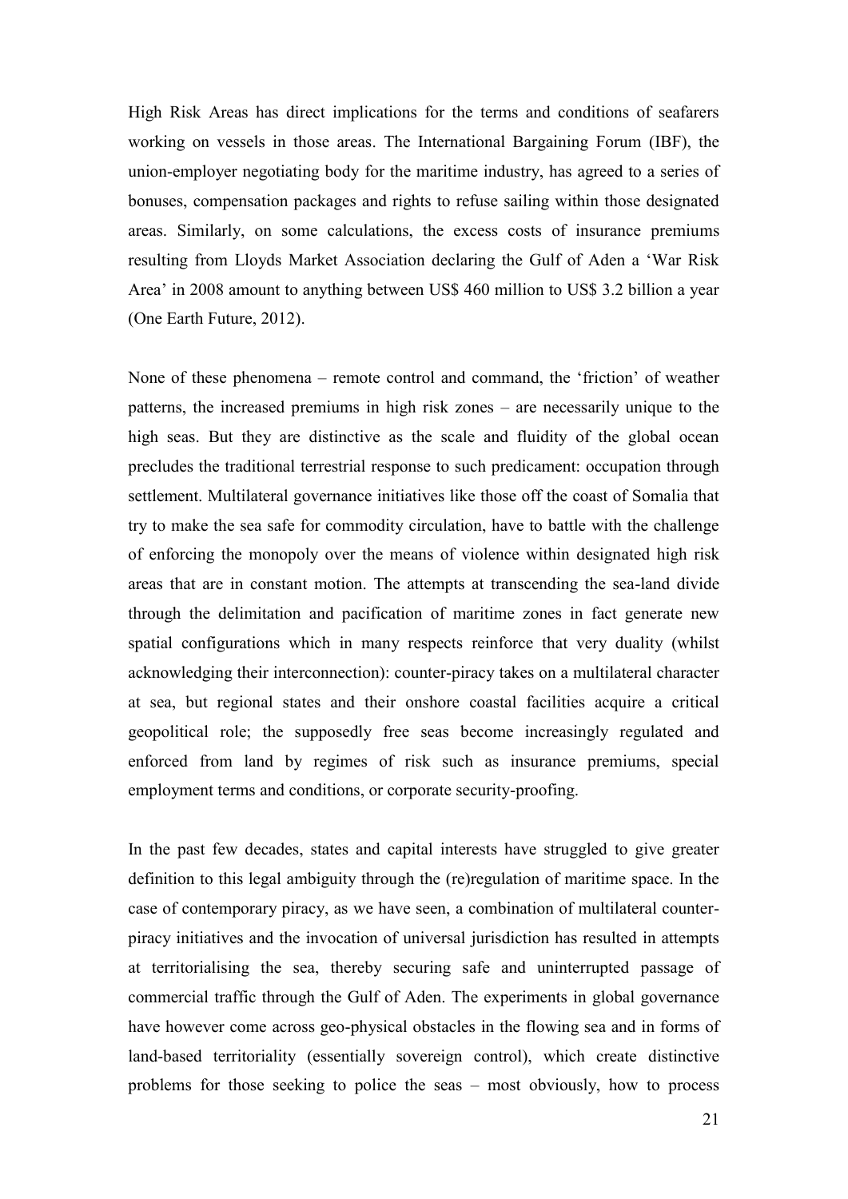High Risk Areas has direct implications for the terms and conditions of seafarers working on vessels in those areas. The International Bargaining Forum (IBF), the union-employer negotiating body for the maritime industry, has agreed to a series of bonuses, compensation packages and rights to refuse sailing within those designated areas. Similarly, on some calculations, the excess costs of insurance premiums resulting from Lloyds Market Association declaring the Gulf of Aden a 'War Risk Area' in 2008 amount to anything between US$ 460 million to US$ 3.2 billion a year (One Earth Future, 2012).

None of these phenomena – remote control and command, the 'friction' of weather patterns, the increased premiums in high risk zones – are necessarily unique to the high seas. But they are distinctive as the scale and fluidity of the global ocean precludes the traditional terrestrial response to such predicament: occupation through settlement. Multilateral governance initiatives like those off the coast of Somalia that try to make the sea safe for commodity circulation, have to battle with the challenge of enforcing the monopoly over the means of violence within designated high risk areas that are in constant motion. The attempts at transcending the sea-land divide through the delimitation and pacification of maritime zones in fact generate new spatial configurations which in many respects reinforce that very duality (whilst acknowledging their interconnection): counter-piracy takes on a multilateral character at sea, but regional states and their onshore coastal facilities acquire a critical geopolitical role; the supposedly free seas become increasingly regulated and enforced from land by regimes of risk such as insurance premiums, special employment terms and conditions, or corporate security-proofing.

In the past few decades, states and capital interests have struggled to give greater definition to this legal ambiguity through the (re)regulation of maritime space. In the case of contemporary piracy, as we have seen, a combination of multilateral counter-piracy initiatives and the invocation of universal jurisdiction has resulted in attempts at territorialising the sea, thereby securing safe and uninterrupted passage of commercial traffic through the Gulf of Aden. The experiments in global governance have however come across geo-physical obstacles in the flowing sea and in forms of land-based territoriality (essentially sovereign control), which create distinctive problems for those seeking to police the seas – most obviously, how to process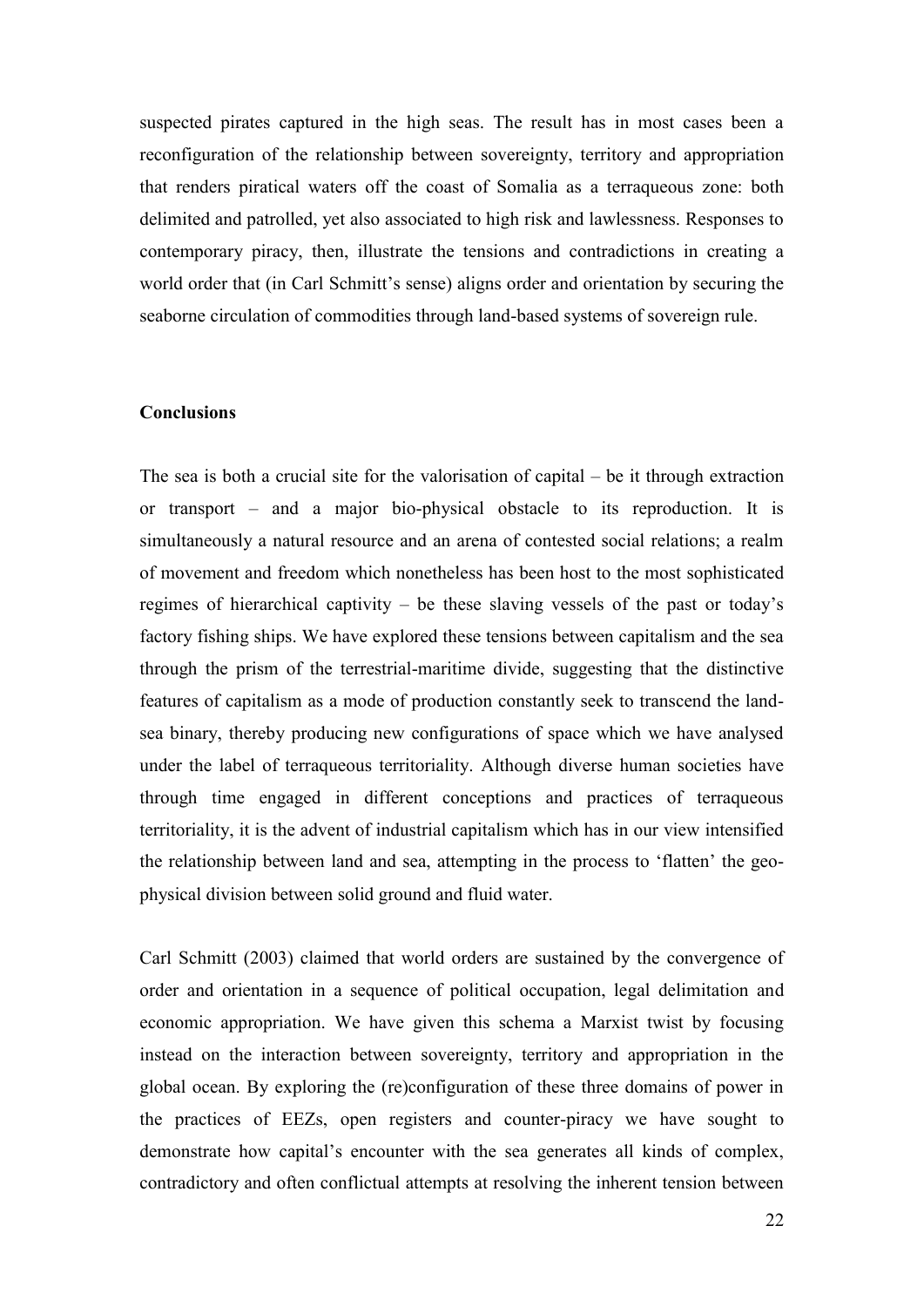suspected pirates captured in the high seas. The result has in most cases been a reconfiguration of the relationship between sovereignty, territory and appropriation that renders piratical waters off the coast of Somalia as a terraqueous zone: both delimited and patrolled, yet also associated to high risk and lawlessness. Responses to contemporary piracy, then, illustrate the tensions and contradictions in creating a world order that (in Carl Schmitt's sense) aligns order and orientation by securing the seaborne circulation of commodities through land-based systems of sovereign rule.

**Conclusions**

The sea is both a crucial site for the valorisation of capital – be it through extraction or transport – and a major bio-physical obstacle to its reproduction. It is simultaneously a natural resource and an arena of contested social relations; a realm of movement and freedom which nonetheless has been host to the most sophisticated regimes of hierarchical captivity – be these slaving vessels of the past or today's factory fishing ships. We have explored these tensions between capitalism and the sea through the prism of the terrestrial-maritime divide, suggesting that the distinctive features of capitalism as a mode of production constantly seek to transcend the land-sea binary, thereby producing new configurations of space which we have analysed under the label of terraqueous territoriality. Although diverse human societies have through time engaged in different conceptions and practices of terraqueous territoriality, it is the advent of industrial capitalism which has in our view intensified the relationship between land and sea, attempting in the process to 'flatten' the geo-physical division between solid ground and fluid water.

Carl Schmitt (2003) claimed that world orders are sustained by the convergence of order and orientation in a sequence of political occupation, legal delimitation and economic appropriation. We have given this schema a Marxist twist by focusing instead on the interaction between sovereignty, territory and appropriation in the global ocean. By exploring the (re)configuration of these three domains of power in the practices of EEZs, open registers and counter-piracy we have sought to demonstrate how capital's encounter with the sea generates all kinds of complex, contradictory and often conflictual attempts at resolving the inherent tension between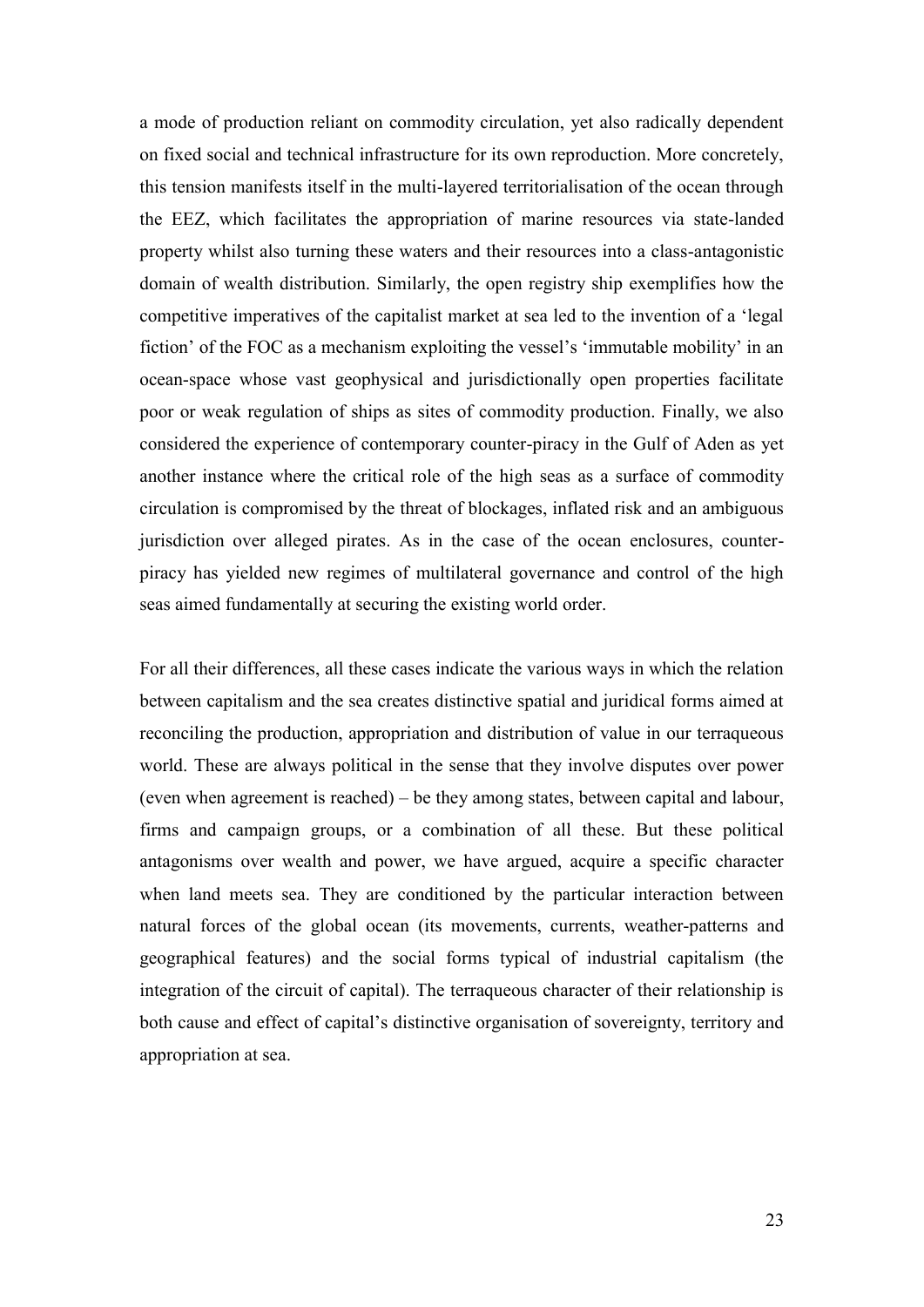a mode of production reliant on commodity circulation, yet also radically dependent on fixed social and technical infrastructure for its own reproduction. More concretely, this tension manifests itself in the multi-layered territorialisation of the ocean through the EEZ, which facilitates the appropriation of marine resources via state-landed property whilst also turning these waters and their resources into a class-antagonistic domain of wealth distribution. Similarly, the open registry ship exemplifies how the competitive imperatives of the capitalist market at sea led to the invention of a 'legal fiction' of the FOC as a mechanism exploiting the vessel's 'immutable mobility' in an ocean-space whose vast geophysical and jurisdictionally open properties facilitate poor or weak regulation of ships as sites of commodity production. Finally, we also considered the experience of contemporary counter-piracy in the Gulf of Aden as yet another instance where the critical role of the high seas as a surface of commodity circulation is compromised by the threat of blockages, inflated risk and an ambiguous jurisdiction over alleged pirates. As in the case of the ocean enclosures, counter-piracy has yielded new regimes of multilateral governance and control of the high seas aimed fundamentally at securing the existing world order.

For all their differences, all these cases indicate the various ways in which the relation between capitalism and the sea creates distinctive spatial and juridical forms aimed at reconciling the production, appropriation and distribution of value in our terraqueous world. These are always political in the sense that they involve disputes over power (even when agreement is reached) – be they among states, between capital and labour, firms and campaign groups, or a combination of all these. But these political antagonisms over wealth and power, we have argued, acquire a specific character when land meets sea. They are conditioned by the particular interaction between natural forces of the global ocean (its movements, currents, weather-patterns and geographical features) and the social forms typical of industrial capitalism (the integration of the circuit of capital). The terraqueous character of their relationship is both cause and effect of capital's distinctive organisation of sovereignty, territory and appropriation at sea.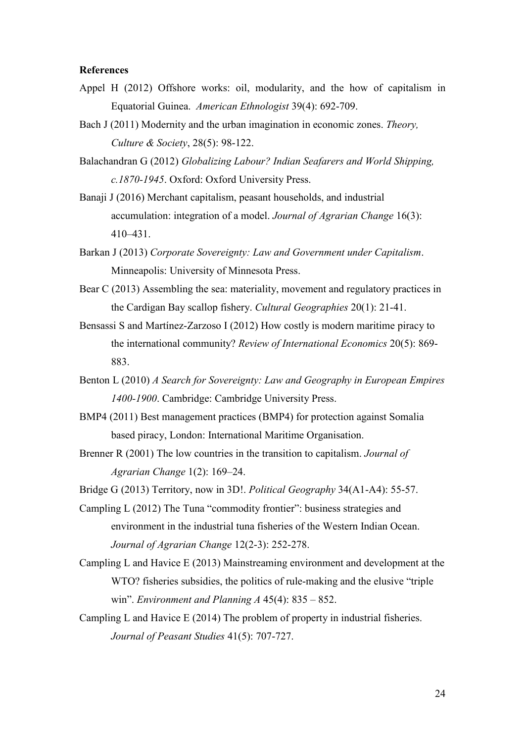**References**

Appel H (2012) Offshore works: oil, modularity, and the how of capitalism in Equatorial Guinea. *American Ethnologist* 39(4): 692-709.

Bach J (2011) Modernity and the urban imagination in economic zones. *Theory, Culture & Society*, 28(5): 98-122.

Balachandran G (2012) *Globalizing Labour? Indian Seafarers and World Shipping, c.1870-1945*. Oxford: Oxford University Press.

Banaji J (2016) Merchant capitalism, peasant households, and industrial accumulation: integration of a model. *Journal of Agrarian Change* 16(3): 410–431.

Barkan J (2013) *Corporate Sovereignty: Law and Government under Capitalism*. Minneapolis: University of Minnesota Press.

Bear C (2013) Assembling the sea: materiality, movement and regulatory practices in the Cardigan Bay scallop fishery. *Cultural Geographies* 20(1): 21-41.

Bensassi S and Martínez-Zarzoso I (2012) How costly is modern maritime piracy to the international community? *Review of International Economics* 20(5): 869-883.

Benton L (2010) *A Search for Sovereignty: Law and Geography in European Empires 1400-1900*. Cambridge: Cambridge University Press.

BMP4 (2011) Best management practices (BMP4) for protection against Somalia based piracy, London: International Maritime Organisation.

Brenner R (2001) The low countries in the transition to capitalism. *Journal of Agrarian Change* 1(2): 169–24.

Bridge G (2013) Territory, now in 3D!. *Political Geography* 34(A1-A4): 55-57.

Campling L (2012) The Tuna "commodity frontier": business strategies and environment in the industrial tuna fisheries of the Western Indian Ocean. *Journal of Agrarian Change* 12(2-3): 252-278.

Campling L and Havice E (2013) Mainstreaming environment and development at the WTO? fisheries subsidies, the politics of rule-making and the elusive "triple win". *Environment and Planning A* 45(4): 835 – 852.

Campling L and Havice E (2014) The problem of property in industrial fisheries. *Journal of Peasant Studies* 41(5): 707-727.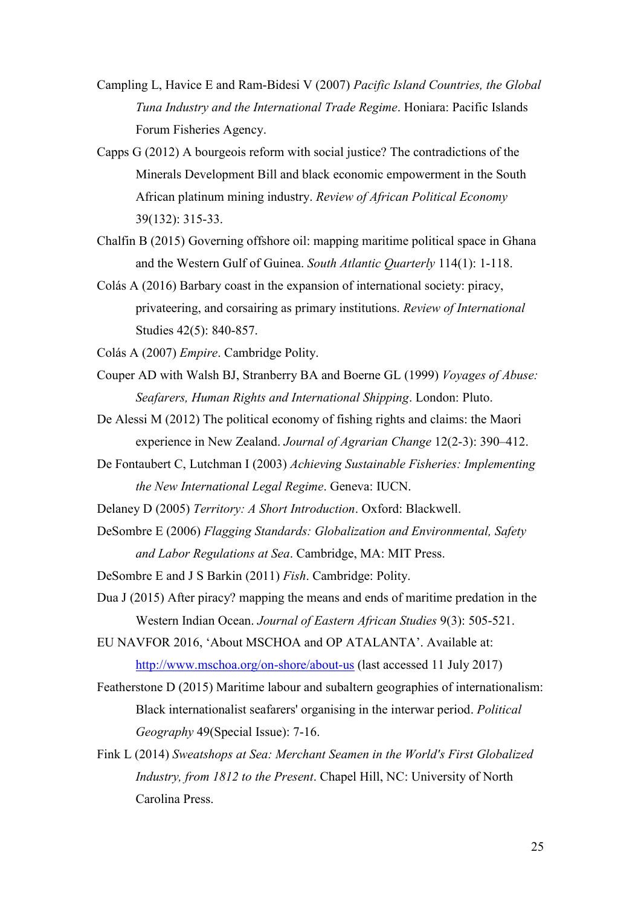Campling L, Havice E and Ram-Bidesi V (2007) *Pacific Island Countries, the Global Tuna Industry and the International Trade Regime*. Honiara: Pacific Islands Forum Fisheries Agency.

Capps G (2012) A bourgeois reform with social justice? The contradictions of the Minerals Development Bill and black economic empowerment in the South African platinum mining industry. *Review of African Political Economy* 39(132): 315-33.

Chalfin B (2015) Governing offshore oil: mapping maritime political space in Ghana and the Western Gulf of Guinea. *South Atlantic Quarterly* 114(1): 1-118.

Colás A (2016) Barbary coast in the expansion of international society: piracy, privateering, and corsairing as primary institutions. *Review of International* Studies 42(5): 840-857.

Colás A (2007) *Empire*. Cambridge Polity.

Couper AD with Walsh BJ, Stranberry BA and Boerne GL (1999) *Voyages of Abuse: Seafarers, Human Rights and International Shipping*. London: Pluto.

De Alessi M (2012) The political economy of fishing rights and claims: the Maori experience in New Zealand. *Journal of Agrarian Change* 12(2-3): 390–412.

De Fontaubert C, Lutchman I (2003) *Achieving Sustainable Fisheries: Implementing the New International Legal Regime*. Geneva: IUCN.

Delaney D (2005) *Territory: A Short Introduction*. Oxford: Blackwell.

DeSombre E (2006) *Flagging Standards: Globalization and Environmental, Safety and Labor Regulations at Sea*. Cambridge, MA: MIT Press.

DeSombre E and J S Barkin (2011) *Fish*. Cambridge: Polity.

Dua J (2015) After piracy? mapping the means and ends of maritime predation in the Western Indian Ocean. *Journal of Eastern African Studies* 9(3): 505-521.

EU NAVFOR 2016, 'About MSCHOA and OP ATALANTA'. Available at: http://www.mschoa.org/on-shore/about-us (last accessed 11 July 2017)

Featherstone D (2015) Maritime labour and subaltern geographies of internationalism: Black internationalist seafarers' organising in the interwar period. *Political Geography* 49(Special Issue): 7-16.

Fink L (2014) *Sweatshops at Sea: Merchant Seamen in the World's First Globalized Industry, from 1812 to the Present*. Chapel Hill, NC: University of North Carolina Press.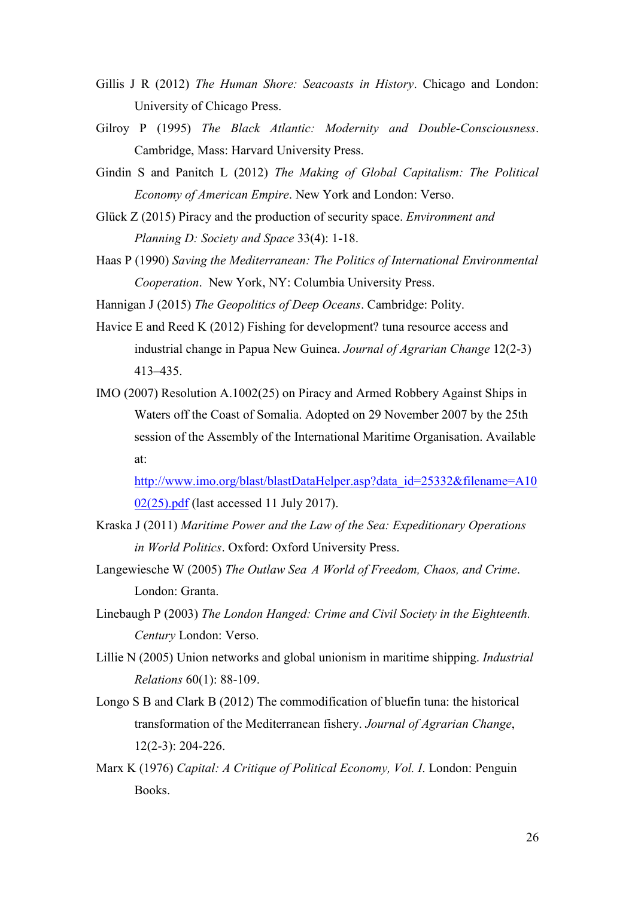Gillis J R (2012) *The Human Shore: Seacoasts in History*. Chicago and London: University of Chicago Press.

Gilroy P (1995) *The Black Atlantic: Modernity and Double-Consciousness*. Cambridge, Mass: Harvard University Press.

Gindin S and Panitch L (2012) *The Making of Global Capitalism: The Political Economy of American Empire*. New York and London: Verso.

Glück Z (2015) Piracy and the production of security space. *Environment and Planning D: Society and Space* 33(4): 1-18.

Haas P (1990) *Saving the Mediterranean: The Politics of International Environmental Cooperation*. New York, NY: Columbia University Press.

Hannigan J (2015) *The Geopolitics of Deep Oceans*. Cambridge: Polity.

Havice E and Reed K (2012) Fishing for development? tuna resource access and industrial change in Papua New Guinea. *Journal of Agrarian Change* 12(2-3) 413–435.

IMO (2007) Resolution A.1002(25) on Piracy and Armed Robbery Against Ships in Waters off the Coast of Somalia. Adopted on 29 November 2007 by the 25th session of the Assembly of the International Maritime Organisation. Available at: [http://www.imo.org/blast/blastDataHelper.asp?data_id=25332&filename=A1002(25).pdf](http://www.imo.org/blast/blastDataHelper.asp?data_id=25332&filename=A1002(25).pdf) (last accessed 11 July 2017).

Kraska J (2011) *Maritime Power and the Law of the Sea: Expeditionary Operations in World Politics*. Oxford: Oxford University Press.

Langewiesche W (2005) *The Outlaw Sea A World of Freedom, Chaos, and Crime*. London: Granta.

Linebaugh P (2003) *The London Hanged: Crime and Civil Society in the Eighteenth. Century* London: Verso.

Lillie N (2005) Union networks and global unionism in maritime shipping. *Industrial Relations* 60(1): 88-109.

Longo S B and Clark B (2012) The commodification of bluefin tuna: the historical transformation of the Mediterranean fishery. *Journal of Agrarian Change*, 12(2-3): 204-226.

Marx K (1976) *Capital: A Critique of Political Economy, Vol. I*. London: Penguin Books.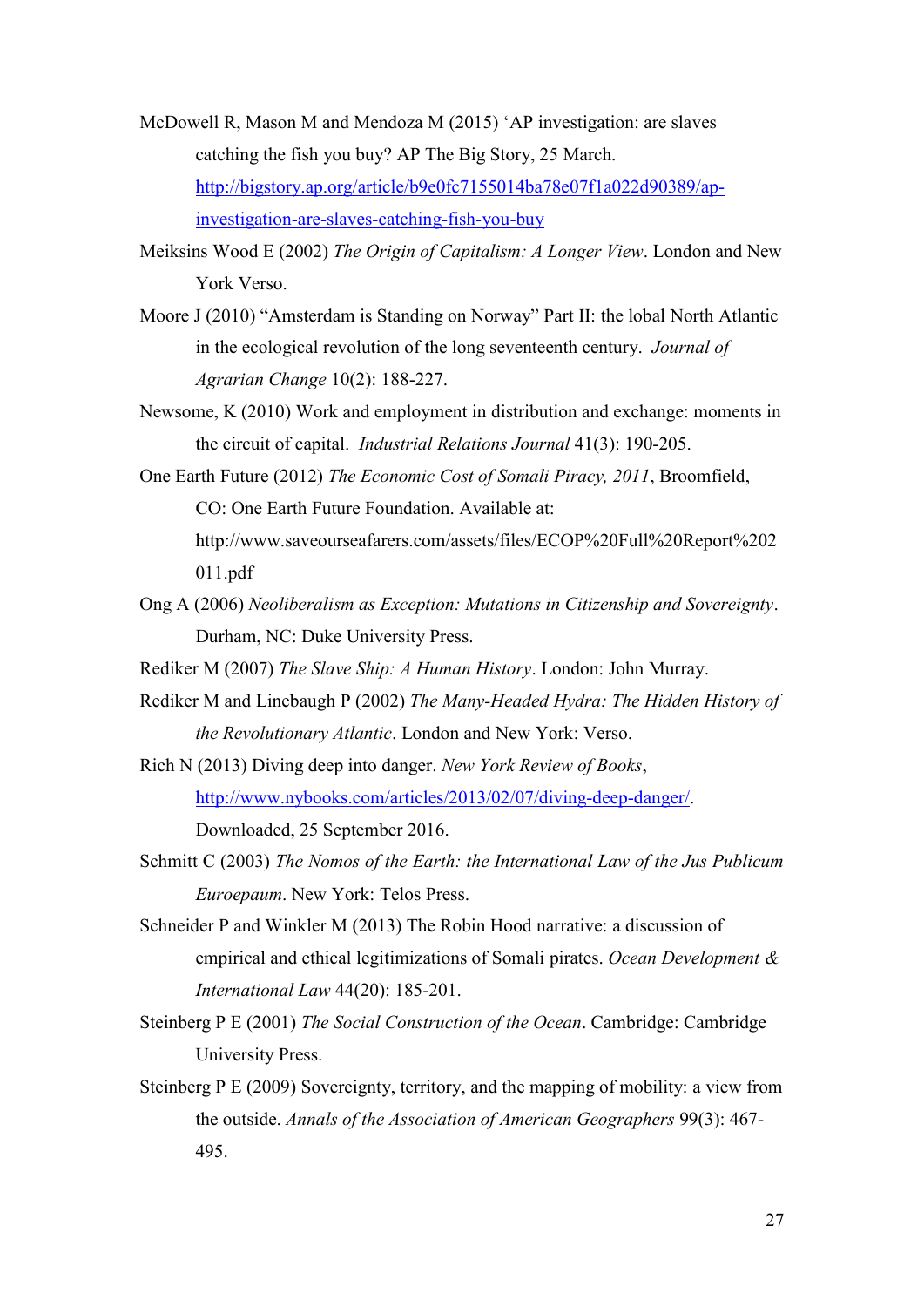McDowell R, Mason M and Mendoza M (2015) 'AP investigation: are slaves catching the fish you buy? AP The Big Story, 25 March. http://bigstory.ap.org/article/b9e0fc7155014ba78e07f1a022d90389/ap-investigation-are-slaves-catching-fish-you-buy

Meiksins Wood E (2002) *The Origin of Capitalism: A Longer View*. London and New York Verso.

Moore J (2010) "Amsterdam is Standing on Norway" Part II: the lobal North Atlantic in the ecological revolution of the long seventeenth century. *Journal of Agrarian Change* 10(2): 188-227.

Newsome, K (2010) Work and employment in distribution and exchange: moments in the circuit of capital. *Industrial Relations Journal* 41(3): 190-205.

One Earth Future (2012) *The Economic Cost of Somali Piracy, 2011*, Broomfield, CO: One Earth Future Foundation. Available at: http://www.saveourseafarers.com/assets/files/ECOP%20Full%20Report%202011.pdf

Ong A (2006) *Neoliberalism as Exception: Mutations in Citizenship and Sovereignty*. Durham, NC: Duke University Press.

Rediker M (2007) *The Slave Ship: A Human History*. London: John Murray.

Rediker M and Linebaugh P (2002) *The Many-Headed Hydra: The Hidden History of the Revolutionary Atlantic*. London and New York: Verso.

Rich N (2013) Diving deep into danger. *New York Review of Books*, http://www.nybooks.com/articles/2013/02/07/diving-deep-danger/. Downloaded, 25 September 2016.

Schmitt C (2003) *The Nomos of the Earth: the International Law of the Jus Publicum Europeaum*. New York: Telos Press.

Schneider P and Winkler M (2013) The Robin Hood narrative: a discussion of empirical and ethical legitimizations of Somali pirates. *Ocean Development & International Law* 44(20): 185-201.

Steinberg P E (2001) *The Social Construction of the Ocean*. Cambridge: Cambridge University Press.

Steinberg P E (2009) Sovereignty, territory, and the mapping of mobility: a view from the outside. *Annals of the Association of American Geographers* 99(3): 467-495.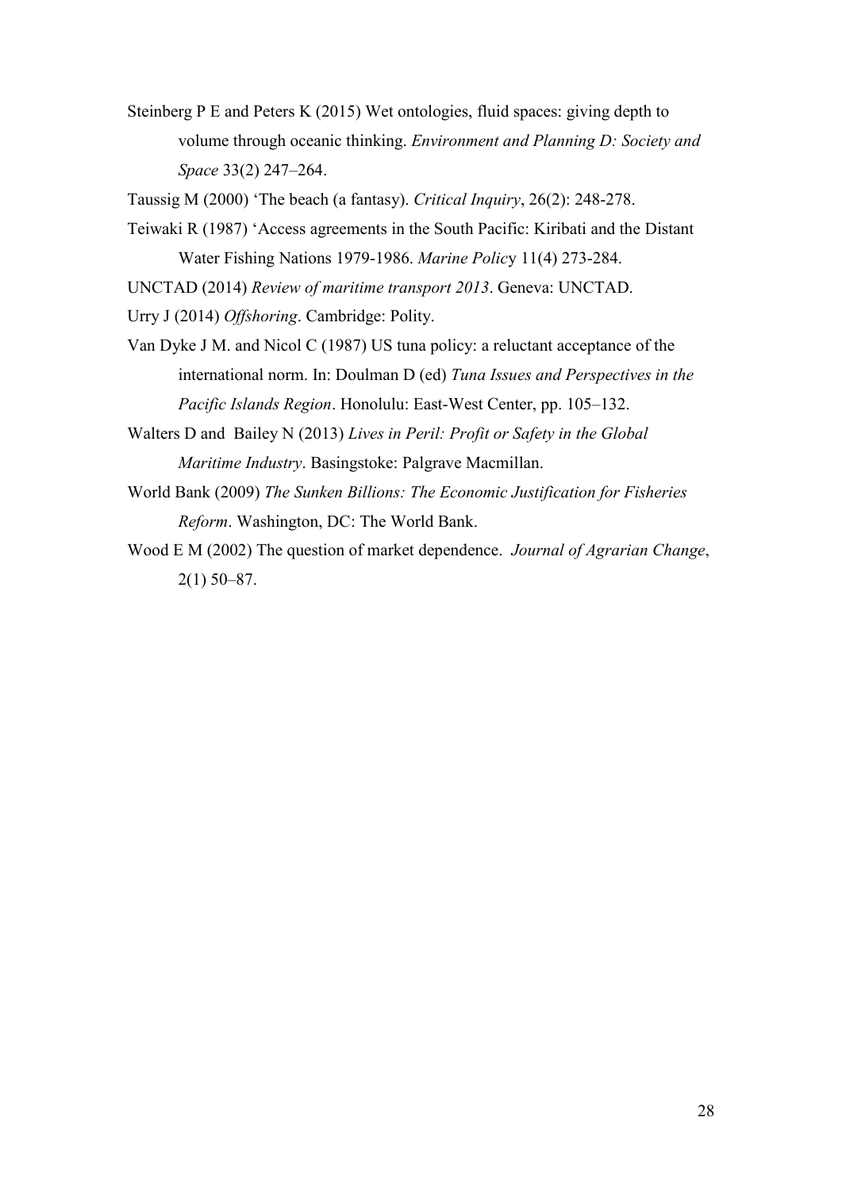Steinberg P E and Peters K (2015) Wet ontologies, fluid spaces: giving depth to volume through oceanic thinking. *Environment and Planning D: Society and Space* 33(2) 247–264.

Taussig M (2000) 'The beach (a fantasy). *Critical Inquiry*, 26(2): 248-278.

Teiwaki R (1987) 'Access agreements in the South Pacific: Kiribati and the Distant Water Fishing Nations 1979-1986. *Marine Policy* 11(4) 273-284.

UNCTAD (2014) *Review of maritime transport 2013*. Geneva: UNCTAD.

Urry J (2014) *Offshoring*. Cambridge: Polity.

Van Dyke J M. and Nicol C (1987) US tuna policy: a reluctant acceptance of the international norm. In: Doulman D (ed) *Tuna Issues and Perspectives in the Pacific Islands Region*. Honolulu: East-West Center, pp. 105–132.

Walters D and Bailey N (2013) *Lives in Peril: Profit or Safety in the Global Maritime Industry*. Basingstoke: Palgrave Macmillan.

World Bank (2009) *The Sunken Billions: The Economic Justification for Fisheries Reform*. Washington, DC: The World Bank.

Wood E M (2002) The question of market dependence. *Journal of Agrarian Change*, 2(1) 50–87.